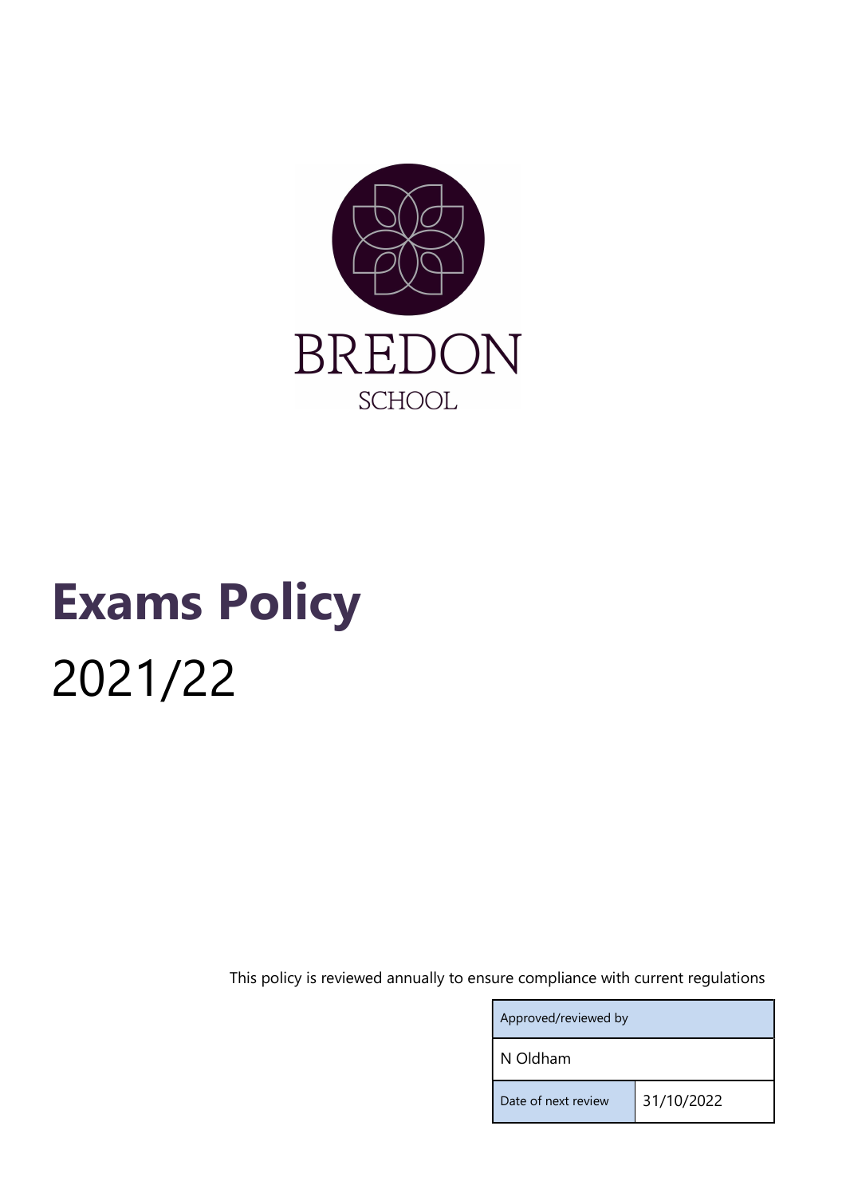BREDON

SCHOOL

# Exams Policy

2021/22

This policy is reviewed annually to ensure compliance with current regulations

| Approved/reviewed by | |
|---|---|
| N Oldham | |
| Date of next review | 31/10/2022 |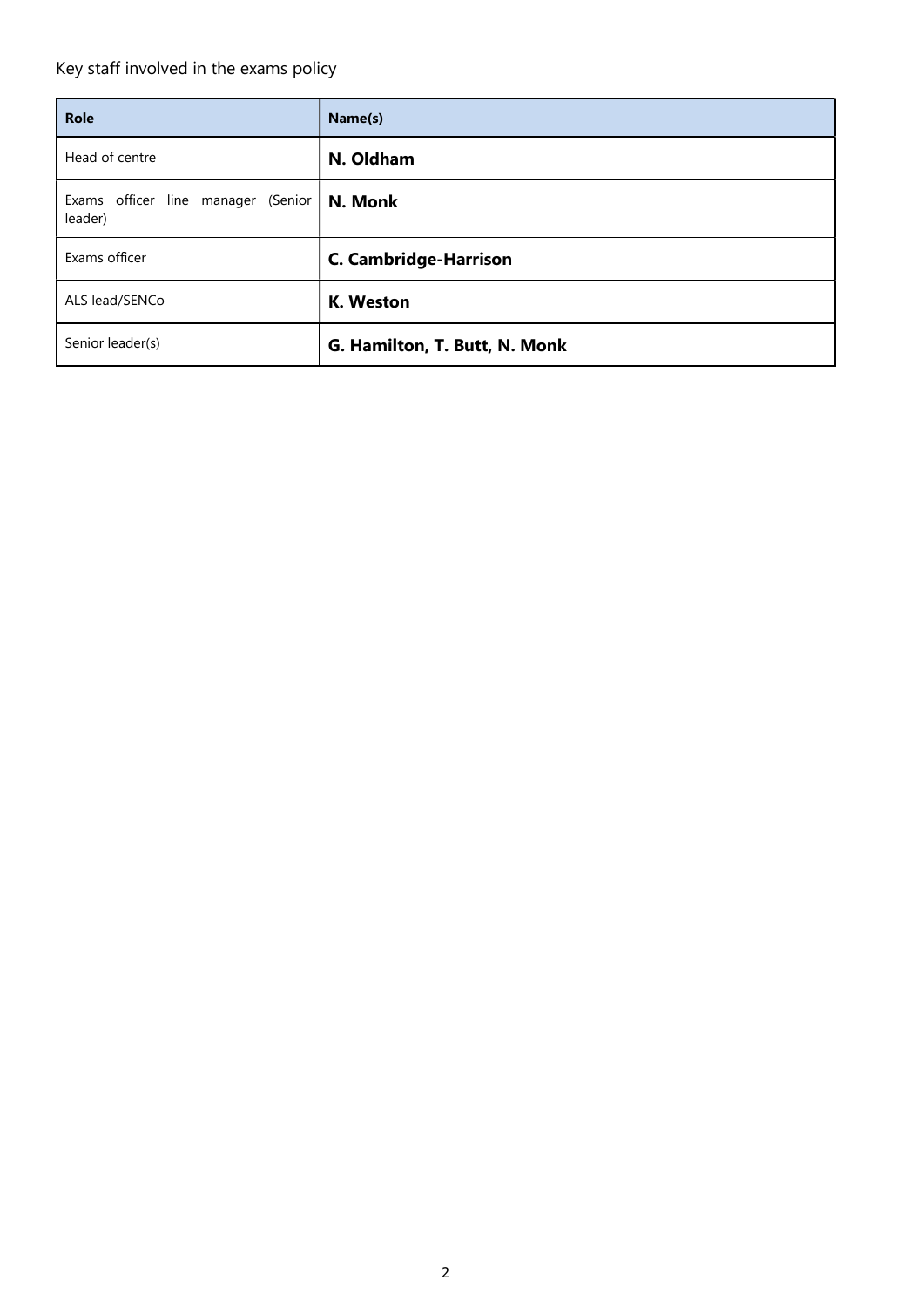Key staff involved in the exams policy

| Role | Name(s) |
| --- | --- |
| Head of centre | **N. Oldham** |
| Exams officer line manager (Senior leader) | **N. Monk** |
| Exams officer | **C. Cambridge-Harrison** |
| ALS lead/SENCo | **K. Weston** |
| Senior leader(s) | **G. Hamilton, T. Butt, N. Monk** |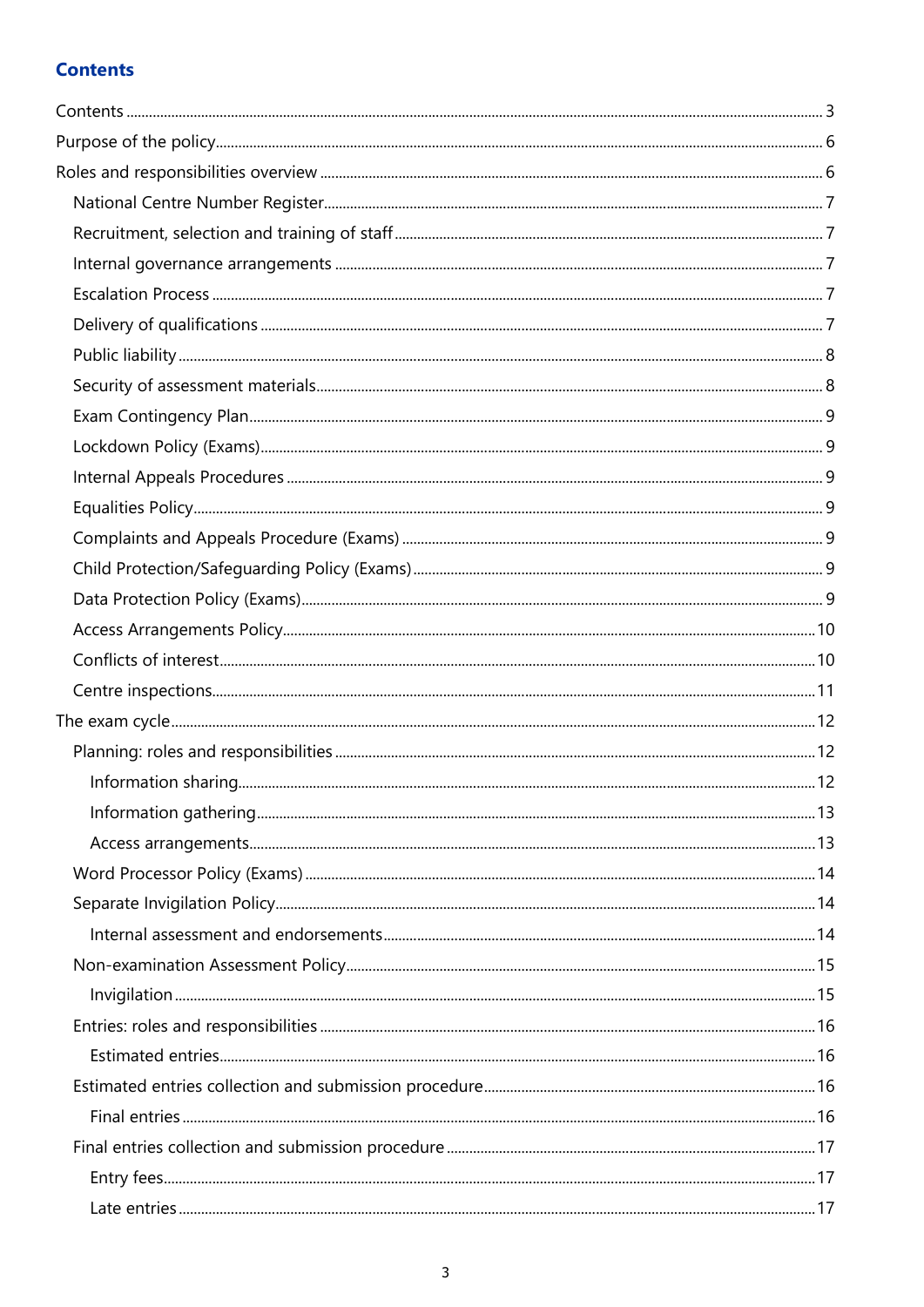## Contents

- Contents ... 3
- Purpose of the policy ... 6
- Roles and responsibilities overview ... 6
  - National Centre Number Register ... 7
  - Recruitment, selection and training of staff ... 7
  - Internal governance arrangements ... 7
  - Escalation Process ... 7
  - Delivery of qualifications ... 7
  - Public liability ... 8
  - Security of assessment materials ... 8
  - Exam Contingency Plan ... 9
  - Lockdown Policy (Exams) ... 9
  - Internal Appeals Procedures ... 9
  - Equalities Policy ... 9
  - Complaints and Appeals Procedure (Exams) ... 9
  - Child Protection/Safeguarding Policy (Exams) ... 9
  - Data Protection Policy (Exams) ... 9
  - Access Arrangements Policy ... 10
  - Conflicts of interest ... 10
  - Centre inspections ... 11
- The exam cycle ... 12
  - Planning: roles and responsibilities ... 12
    - Information sharing ... 12
    - Information gathering ... 13
    - Access arrangements ... 13
  - Word Processor Policy (Exams) ... 14
  - Separate Invigilation Policy ... 14
    - Internal assessment and endorsements ... 14
  - Non-examination Assessment Policy ... 15
    - Invigilation ... 15
  - Entries: roles and responsibilities ... 16
    - Estimated entries ... 16
  - Estimated entries collection and submission procedure ... 16
    - Final entries ... 16
  - Final entries collection and submission procedure ... 17
    - Entry fees ... 17
    - Late entries ... 17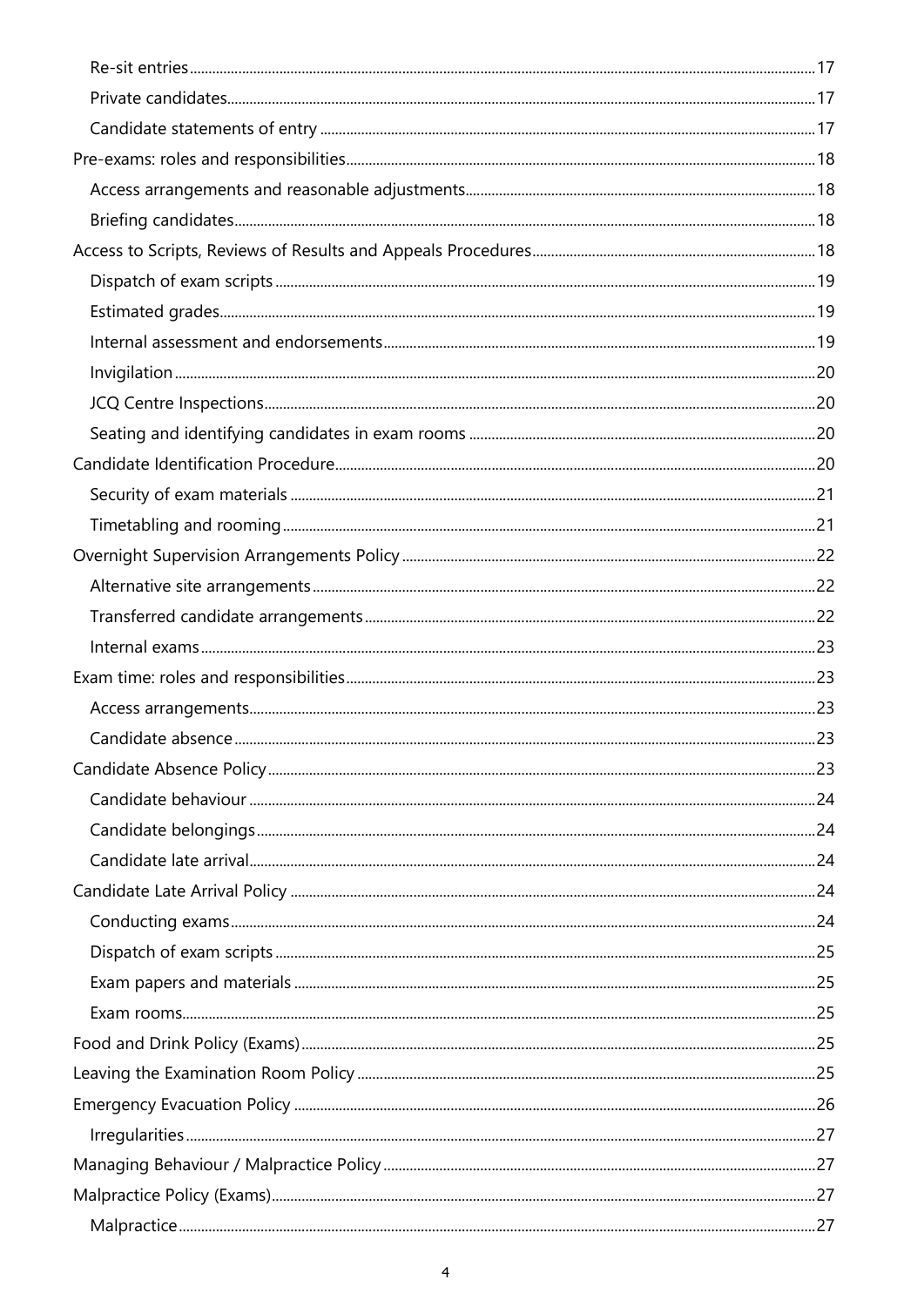- Re-sit entries ..... 17
- Private candidates ..... 17
- Candidate statements of entry ..... 17

Pre-exams: roles and responsibilities ..... 18

- Access arrangements and reasonable adjustments ..... 18
- Briefing candidates ..... 18

Access to Scripts, Reviews of Results and Appeals Procedures ..... 18

- Dispatch of exam scripts ..... 19
- Estimated grades ..... 19
- Internal assessment and endorsements ..... 19
- Invigilation ..... 20
- JCQ Centre Inspections ..... 20
- Seating and identifying candidates in exam rooms ..... 20

Candidate Identification Procedure ..... 20

- Security of exam materials ..... 21
- Timetabling and rooming ..... 21

Overnight Supervision Arrangements Policy ..... 22

- Alternative site arrangements ..... 22
- Transferred candidate arrangements ..... 22
- Internal exams ..... 23

Exam time: roles and responsibilities ..... 23

- Access arrangements ..... 23
- Candidate absence ..... 23

Candidate Absence Policy ..... 23

- Candidate behaviour ..... 24
- Candidate belongings ..... 24
- Candidate late arrival ..... 24

Candidate Late Arrival Policy ..... 24

- Conducting exams ..... 24
- Dispatch of exam scripts ..... 25
- Exam papers and materials ..... 25
- Exam rooms ..... 25

Food and Drink Policy (Exams) ..... 25

Leaving the Examination Room Policy ..... 25

Emergency Evacuation Policy ..... 26

- Irregularities ..... 27

Managing Behaviour / Malpractice Policy ..... 27

Malpractice Policy (Exams) ..... 27

- Malpractice ..... 27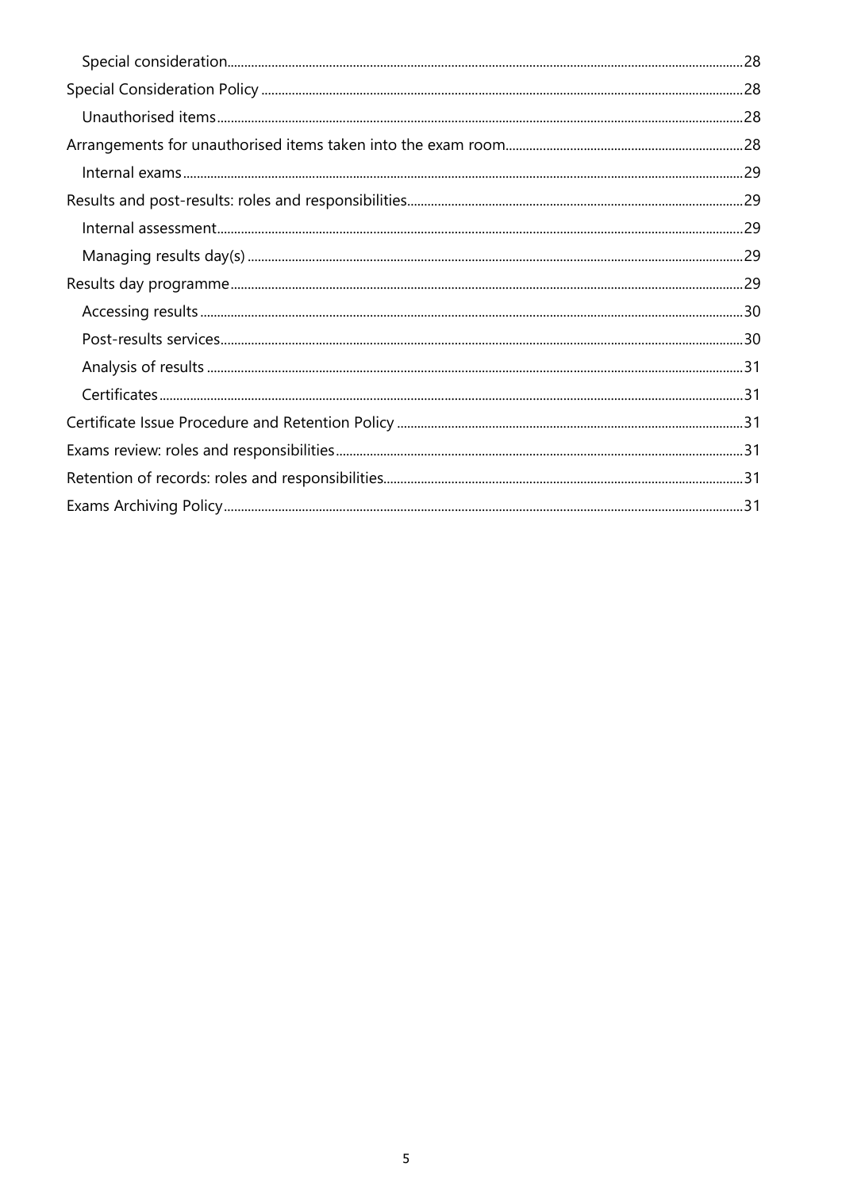- Special consideration ..... 28
- Special Consideration Policy ..... 28
  - Unauthorised items ..... 28
- Arrangements for unauthorised items taken into the exam room ..... 28
  - Internal exams ..... 29
- Results and post-results: roles and responsibilities ..... 29
  - Internal assessment ..... 29
  - Managing results day(s) ..... 29
- Results day programme ..... 29
  - Accessing results ..... 30
  - Post-results services ..... 30
  - Analysis of results ..... 31
  - Certificates ..... 31
- Certificate Issue Procedure and Retention Policy ..... 31
- Exams review: roles and responsibilities ..... 31
- Retention of records: roles and responsibilities ..... 31
- Exams Archiving Policy ..... 31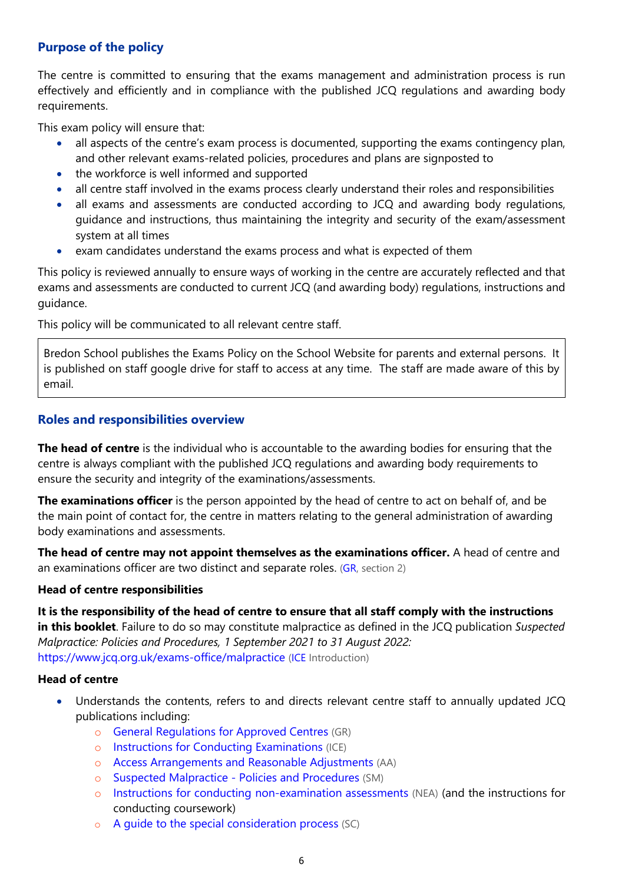## Purpose of the policy

The centre is committed to ensuring that the exams management and administration process is run effectively and efficiently and in compliance with the published JCQ regulations and awarding body requirements.

This exam policy will ensure that:

- all aspects of the centre's exam process is documented, supporting the exams contingency plan, and other relevant exams-related policies, procedures and plans are signposted to
- the workforce is well informed and supported
- all centre staff involved in the exams process clearly understand their roles and responsibilities
- all exams and assessments are conducted according to JCQ and awarding body regulations, guidance and instructions, thus maintaining the integrity and security of the exam/assessment system at all times
- exam candidates understand the exams process and what is expected of them

This policy is reviewed annually to ensure ways of working in the centre are accurately reflected and that exams and assessments are conducted to current JCQ (and awarding body) regulations, instructions and guidance.

This policy will be communicated to all relevant centre staff.

> Bredon School publishes the Exams Policy on the School Website for parents and external persons. It is published on staff google drive for staff to access at any time. The staff are made aware of this by email.

## Roles and responsibilities overview

**The head of centre** is the individual who is accountable to the awarding bodies for ensuring that the centre is always compliant with the published JCQ regulations and awarding body requirements to ensure the security and integrity of the examinations/assessments.

**The examinations officer** is the person appointed by the head of centre to act on behalf of, and be the main point of contact for, the centre in matters relating to the general administration of awarding body examinations and assessments.

**The head of centre may not appoint themselves as the examinations officer.** A head of centre and an examinations officer are two distinct and separate roles. (GR, section 2)

### Head of centre responsibilities

**It is the responsibility of the head of centre to ensure that all staff comply with the instructions in this booklet**. Failure to do so may constitute malpractice as defined in the JCQ publication *Suspected Malpractice: Policies and Procedures, 1 September 2021 to 31 August 2022:* https://www.jcq.org.uk/exams-office/malpractice (ICE Introduction)

### Head of centre

- Understands the contents, refers to and directs relevant centre staff to annually updated JCQ publications including:
  - General Regulations for Approved Centres (GR)
  - Instructions for Conducting Examinations (ICE)
  - Access Arrangements and Reasonable Adjustments (AA)
  - Suspected Malpractice - Policies and Procedures (SM)
  - Instructions for conducting non-examination assessments (NEA) (and the instructions for conducting coursework)
  - A guide to the special consideration process (SC)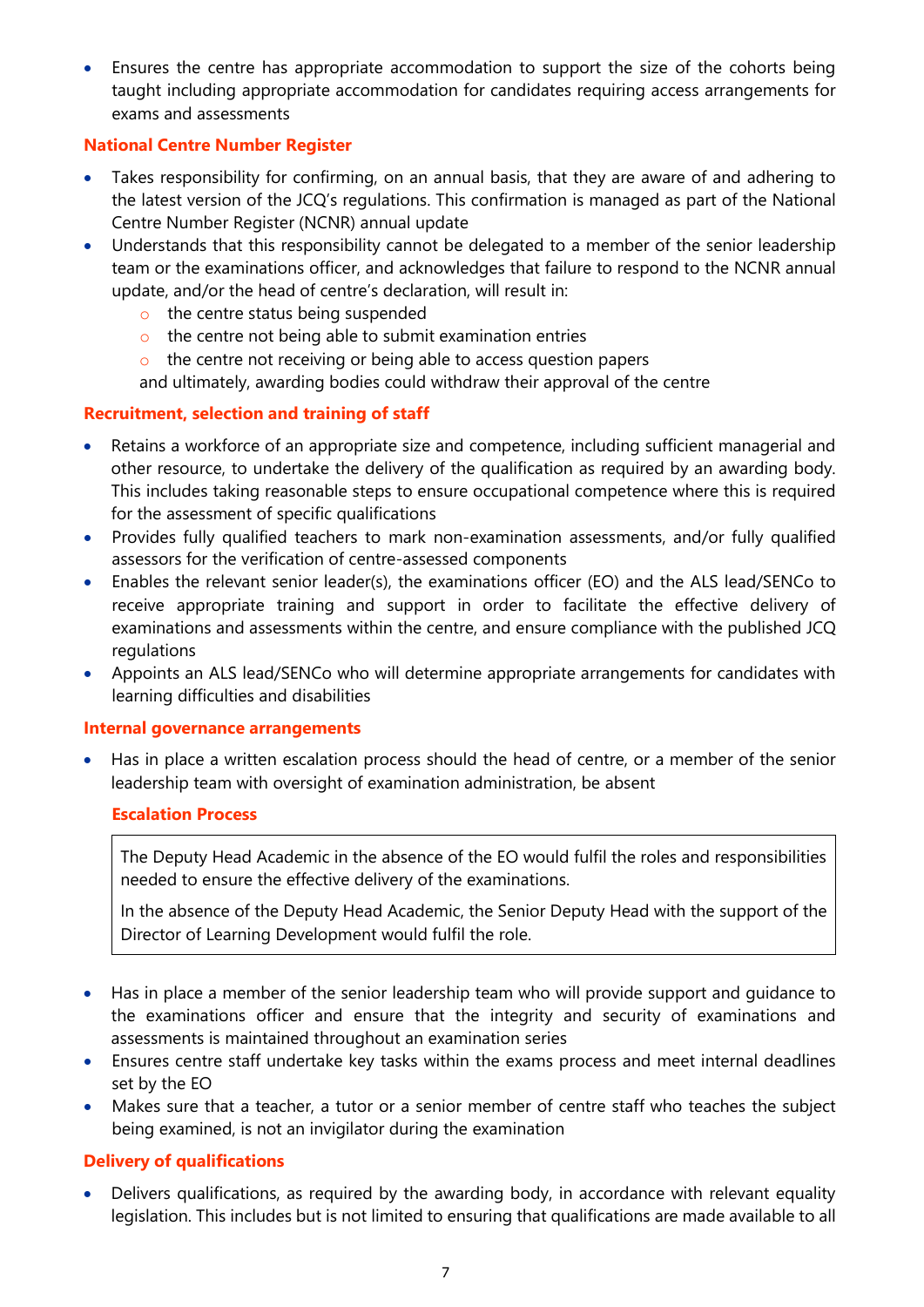- Ensures the centre has appropriate accommodation to support the size of the cohorts being taught including appropriate accommodation for candidates requiring access arrangements for exams and assessments

### National Centre Number Register

- Takes responsibility for confirming, on an annual basis, that they are aware of and adhering to the latest version of the JCQ's regulations. This confirmation is managed as part of the National Centre Number Register (NCNR) annual update
- Understands that this responsibility cannot be delegated to a member of the senior leadership team or the examinations officer, and acknowledges that failure to respond to the NCNR annual update, and/or the head of centre's declaration, will result in:
  - the centre status being suspended
  - the centre not being able to submit examination entries
  - the centre not receiving or being able to access question papers

  and ultimately, awarding bodies could withdraw their approval of the centre

### Recruitment, selection and training of staff

- Retains a workforce of an appropriate size and competence, including sufficient managerial and other resource, to undertake the delivery of the qualification as required by an awarding body. This includes taking reasonable steps to ensure occupational competence where this is required for the assessment of specific qualifications
- Provides fully qualified teachers to mark non-examination assessments, and/or fully qualified assessors for the verification of centre-assessed components
- Enables the relevant senior leader(s), the examinations officer (EO) and the ALS lead/SENCo to receive appropriate training and support in order to facilitate the effective delivery of examinations and assessments within the centre, and ensure compliance with the published JCQ regulations
- Appoints an ALS lead/SENCo who will determine appropriate arrangements for candidates with learning difficulties and disabilities

### Internal governance arrangements

- Has in place a written escalation process should the head of centre, or a member of the senior leadership team with oversight of examination administration, be absent

#### Escalation Process

The Deputy Head Academic in the absence of the EO would fulfil the roles and responsibilities needed to ensure the effective delivery of the examinations.

In the absence of the Deputy Head Academic, the Senior Deputy Head with the support of the Director of Learning Development would fulfil the role.

- Has in place a member of the senior leadership team who will provide support and guidance to the examinations officer and ensure that the integrity and security of examinations and assessments is maintained throughout an examination series
- Ensures centre staff undertake key tasks within the exams process and meet internal deadlines set by the EO
- Makes sure that a teacher, a tutor or a senior member of centre staff who teaches the subject being examined, is not an invigilator during the examination

### Delivery of qualifications

- Delivers qualifications, as required by the awarding body, in accordance with relevant equality legislation. This includes but is not limited to ensuring that qualifications are made available to all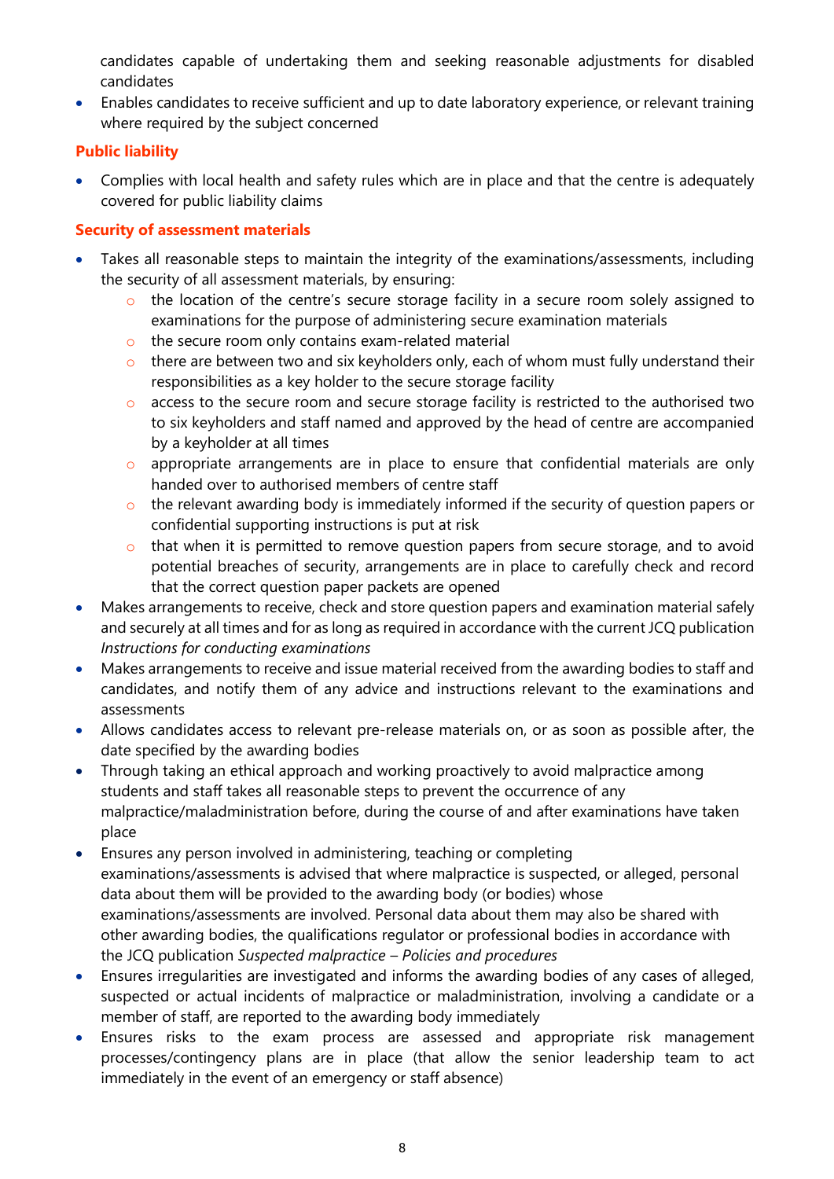candidates capable of undertaking them and seeking reasonable adjustments for disabled candidates

- Enables candidates to receive sufficient and up to date laboratory experience, or relevant training where required by the subject concerned

### Public liability

- Complies with local health and safety rules which are in place and that the centre is adequately covered for public liability claims

### Security of assessment materials

- Takes all reasonable steps to maintain the integrity of the examinations/assessments, including the security of all assessment materials, by ensuring:
    - the location of the centre's secure storage facility in a secure room solely assigned to examinations for the purpose of administering secure examination materials
    - the secure room only contains exam-related material
    - there are between two and six keyholders only, each of whom must fully understand their responsibilities as a key holder to the secure storage facility
    - access to the secure room and secure storage facility is restricted to the authorised two to six keyholders and staff named and approved by the head of centre are accompanied by a keyholder at all times
    - appropriate arrangements are in place to ensure that confidential materials are only handed over to authorised members of centre staff
    - the relevant awarding body is immediately informed if the security of question papers or confidential supporting instructions is put at risk
    - that when it is permitted to remove question papers from secure storage, and to avoid potential breaches of security, arrangements are in place to carefully check and record that the correct question paper packets are opened
- Makes arrangements to receive, check and store question papers and examination material safely and securely at all times and for as long as required in accordance with the current JCQ publication *Instructions for conducting examinations*
- Makes arrangements to receive and issue material received from the awarding bodies to staff and candidates, and notify them of any advice and instructions relevant to the examinations and assessments
- Allows candidates access to relevant pre-release materials on, or as soon as possible after, the date specified by the awarding bodies
- Through taking an ethical approach and working proactively to avoid malpractice among students and staff takes all reasonable steps to prevent the occurrence of any malpractice/maladministration before, during the course of and after examinations have taken place
- Ensures any person involved in administering, teaching or completing examinations/assessments is advised that where malpractice is suspected, or alleged, personal data about them will be provided to the awarding body (or bodies) whose examinations/assessments are involved. Personal data about them may also be shared with other awarding bodies, the qualifications regulator or professional bodies in accordance with the JCQ publication *Suspected malpractice – Policies and procedures*
- Ensures irregularities are investigated and informs the awarding bodies of any cases of alleged, suspected or actual incidents of malpractice or maladministration, involving a candidate or a member of staff, are reported to the awarding body immediately
- Ensures risks to the exam process are assessed and appropriate risk management processes/contingency plans are in place (that allow the senior leadership team to act immediately in the event of an emergency or staff absence)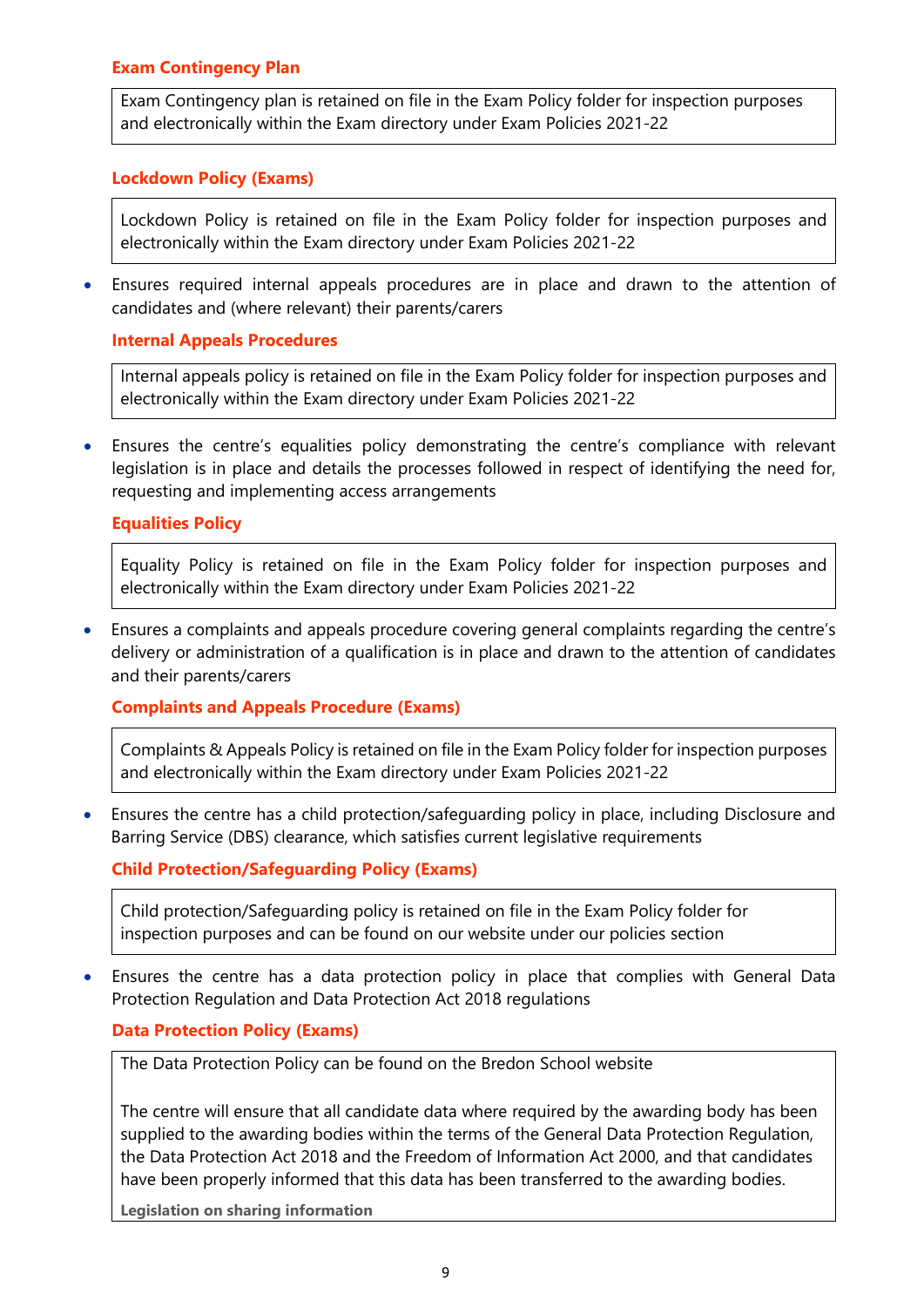**Exam Contingency Plan**

Exam Contingency plan is retained on file in the Exam Policy folder for inspection purposes and electronically within the Exam directory under Exam Policies 2021-22

**Lockdown Policy (Exams)**

Lockdown Policy is retained on file in the Exam Policy folder for inspection purposes and electronically within the Exam directory under Exam Policies 2021-22

- Ensures required internal appeals procedures are in place and drawn to the attention of candidates and (where relevant) their parents/carers

**Internal Appeals Procedures**

Internal appeals policy is retained on file in the Exam Policy folder for inspection purposes and electronically within the Exam directory under Exam Policies 2021-22

- Ensures the centre's equalities policy demonstrating the centre's compliance with relevant legislation is in place and details the processes followed in respect of identifying the need for, requesting and implementing access arrangements

**Equalities Policy**

Equality Policy is retained on file in the Exam Policy folder for inspection purposes and electronically within the Exam directory under Exam Policies 2021-22

- Ensures a complaints and appeals procedure covering general complaints regarding the centre's delivery or administration of a qualification is in place and drawn to the attention of candidates and their parents/carers

**Complaints and Appeals Procedure (Exams)**

Complaints & Appeals Policy is retained on file in the Exam Policy folder for inspection purposes and electronically within the Exam directory under Exam Policies 2021-22

- Ensures the centre has a child protection/safeguarding policy in place, including Disclosure and Barring Service (DBS) clearance, which satisfies current legislative requirements

**Child Protection/Safeguarding Policy (Exams)**

Child protection/Safeguarding policy is retained on file in the Exam Policy folder for inspection purposes and can be found on our website under our policies section

- Ensures the centre has a data protection policy in place that complies with General Data Protection Regulation and Data Protection Act 2018 regulations

**Data Protection Policy (Exams)**

The Data Protection Policy can be found on the Bredon School website

The centre will ensure that all candidate data where required by the awarding body has been supplied to the awarding bodies within the terms of the General Data Protection Regulation, the Data Protection Act 2018 and the Freedom of Information Act 2000, and that candidates have been properly informed that this data has been transferred to the awarding bodies.

**Legislation on sharing information**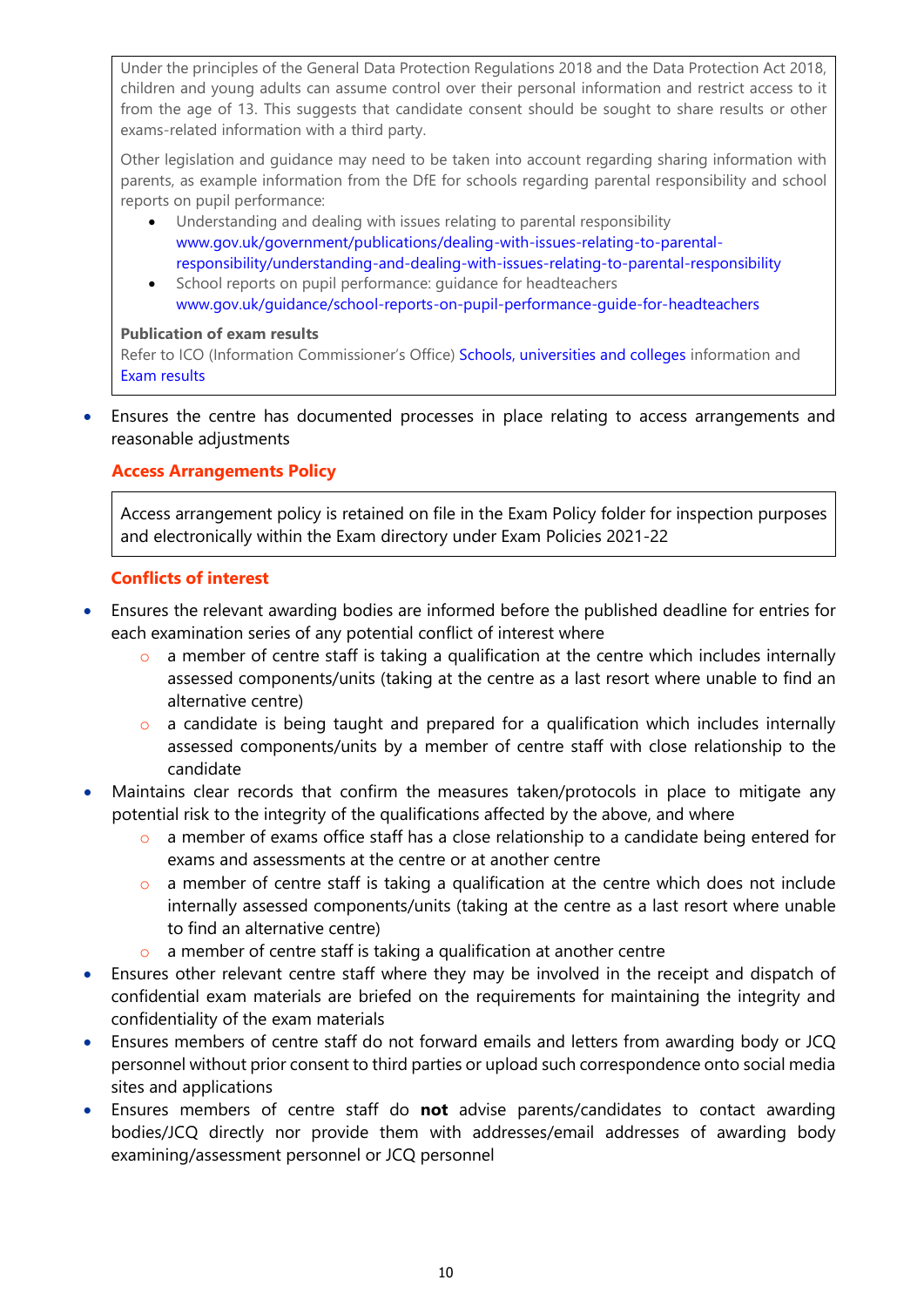Under the principles of the General Data Protection Regulations 2018 and the Data Protection Act 2018, children and young adults can assume control over their personal information and restrict access to it from the age of 13. This suggests that candidate consent should be sought to share results or other exams-related information with a third party.

Other legislation and guidance may need to be taken into account regarding sharing information with parents, as example information from the DfE for schools regarding parental responsibility and school reports on pupil performance:

- Understanding and dealing with issues relating to parental responsibility www.gov.uk/government/publications/dealing-with-issues-relating-to-parental-responsibility/understanding-and-dealing-with-issues-relating-to-parental-responsibility
- School reports on pupil performance: guidance for headteachers www.gov.uk/guidance/school-reports-on-pupil-performance-guide-for-headteachers

**Publication of exam results**

Refer to ICO (Information Commissioner's Office) Schools, universities and colleges information and Exam results

- Ensures the centre has documented processes in place relating to access arrangements and reasonable adjustments

### Access Arrangements Policy

Access arrangement policy is retained on file in the Exam Policy folder for inspection purposes and electronically within the Exam directory under Exam Policies 2021-22

### Conflicts of interest

- Ensures the relevant awarding bodies are informed before the published deadline for entries for each examination series of any potential conflict of interest where
  - a member of centre staff is taking a qualification at the centre which includes internally assessed components/units (taking at the centre as a last resort where unable to find an alternative centre)
  - a candidate is being taught and prepared for a qualification which includes internally assessed components/units by a member of centre staff with close relationship to the candidate
- Maintains clear records that confirm the measures taken/protocols in place to mitigate any potential risk to the integrity of the qualifications affected by the above, and where
  - a member of exams office staff has a close relationship to a candidate being entered for exams and assessments at the centre or at another centre
  - a member of centre staff is taking a qualification at the centre which does not include internally assessed components/units (taking at the centre as a last resort where unable to find an alternative centre)
  - a member of centre staff is taking a qualification at another centre
- Ensures other relevant centre staff where they may be involved in the receipt and dispatch of confidential exam materials are briefed on the requirements for maintaining the integrity and confidentiality of the exam materials
- Ensures members of centre staff do not forward emails and letters from awarding body or JCQ personnel without prior consent to third parties or upload such correspondence onto social media sites and applications
- Ensures members of centre staff do **not** advise parents/candidates to contact awarding bodies/JCQ directly nor provide them with addresses/email addresses of awarding body examining/assessment personnel or JCQ personnel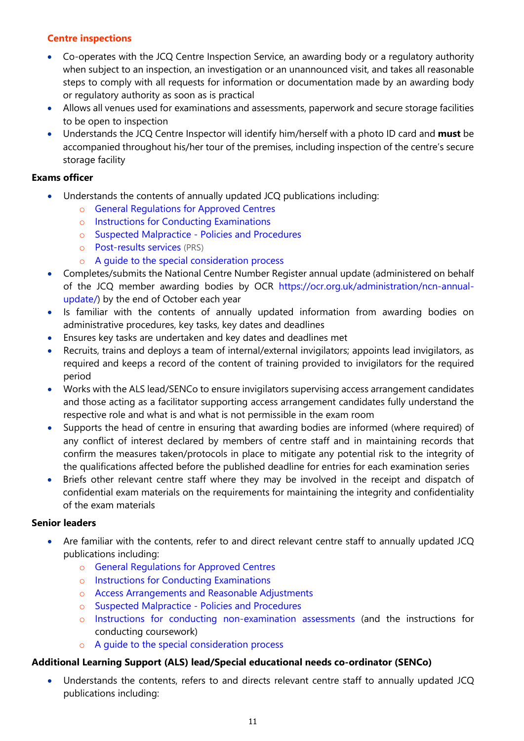### Centre inspections

- Co-operates with the JCQ Centre Inspection Service, an awarding body or a regulatory authority when subject to an inspection, an investigation or an unannounced visit, and takes all reasonable steps to comply with all requests for information or documentation made by an awarding body or regulatory authority as soon as is practical
- Allows all venues used for examinations and assessments, paperwork and secure storage facilities to be open to inspection
- Understands the JCQ Centre Inspector will identify him/herself with a photo ID card and **must** be accompanied throughout his/her tour of the premises, including inspection of the centre's secure storage facility

**Exams officer**

- Understands the contents of annually updated JCQ publications including:
    - General Regulations for Approved Centres
    - Instructions for Conducting Examinations
    - Suspected Malpractice - Policies and Procedures
    - Post-results services (PRS)
    - A guide to the special consideration process
- Completes/submits the National Centre Number Register annual update (administered on behalf of the JCQ member awarding bodies by OCR https://ocr.org.uk/administration/ncn-annual-update/) by the end of October each year
- Is familiar with the contents of annually updated information from awarding bodies on administrative procedures, key tasks, key dates and deadlines
- Ensures key tasks are undertaken and key dates and deadlines met
- Recruits, trains and deploys a team of internal/external invigilators; appoints lead invigilators, as required and keeps a record of the content of training provided to invigilators for the required period
- Works with the ALS lead/SENCo to ensure invigilators supervising access arrangement candidates and those acting as a facilitator supporting access arrangement candidates fully understand the respective role and what is and what is not permissible in the exam room
- Supports the head of centre in ensuring that awarding bodies are informed (where required) of any conflict of interest declared by members of centre staff and in maintaining records that confirm the measures taken/protocols in place to mitigate any potential risk to the integrity of the qualifications affected before the published deadline for entries for each examination series
- Briefs other relevant centre staff where they may be involved in the receipt and dispatch of confidential exam materials on the requirements for maintaining the integrity and confidentiality of the exam materials

**Senior leaders**

- Are familiar with the contents, refer to and direct relevant centre staff to annually updated JCQ publications including:
    - General Regulations for Approved Centres
    - Instructions for Conducting Examinations
    - Access Arrangements and Reasonable Adjustments
    - Suspected Malpractice - Policies and Procedures
    - Instructions for conducting non-examination assessments (and the instructions for conducting coursework)
    - A guide to the special consideration process

**Additional Learning Support (ALS) lead/Special educational needs co-ordinator (SENCo)**

- Understands the contents, refers to and directs relevant centre staff to annually updated JCQ publications including: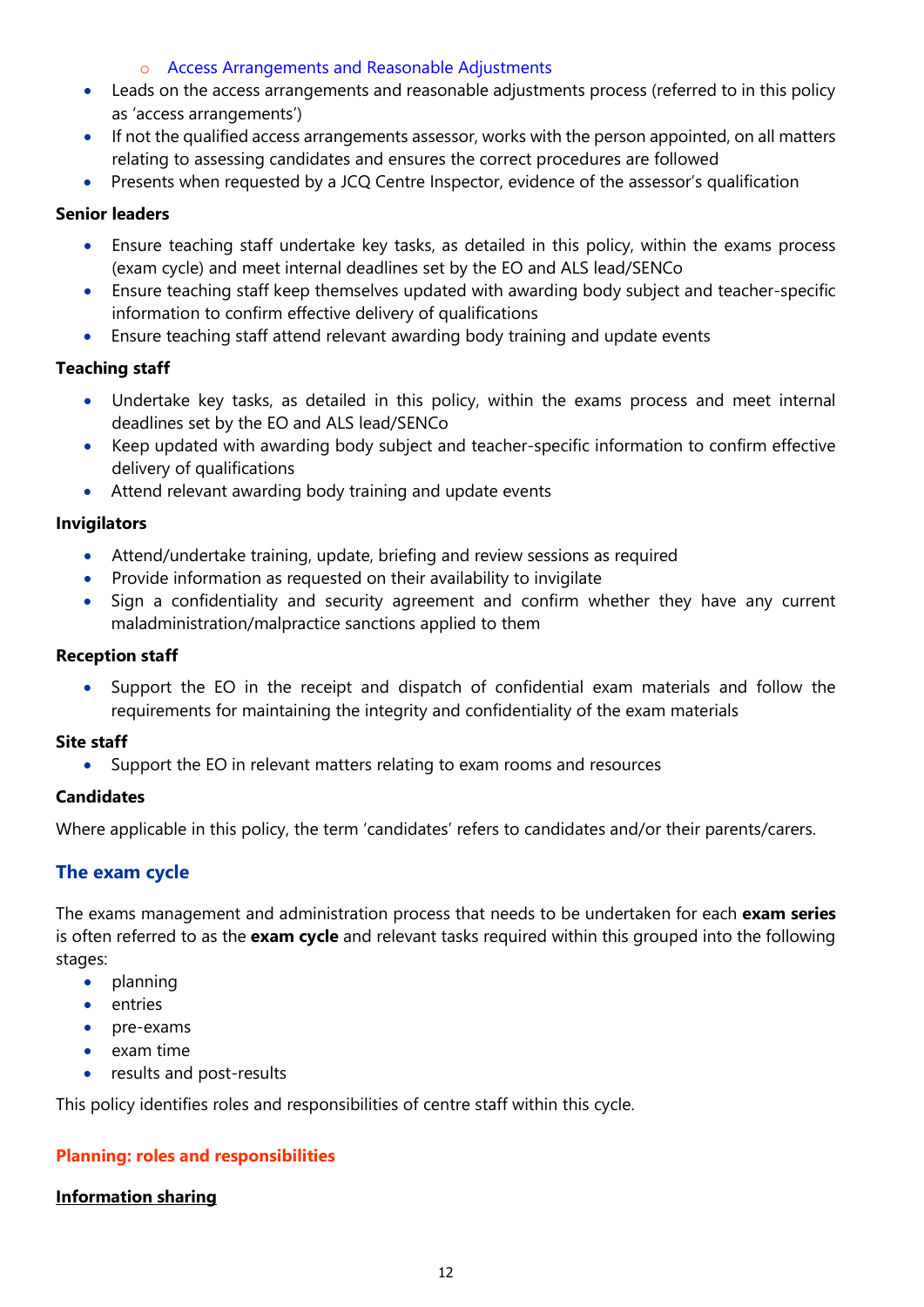- Access Arrangements and Reasonable Adjustments

- Leads on the access arrangements and reasonable adjustments process (referred to in this policy as 'access arrangements')
- If not the qualified access arrangements assessor, works with the person appointed, on all matters relating to assessing candidates and ensures the correct procedures are followed
- Presents when requested by a JCQ Centre Inspector, evidence of the assessor's qualification

**Senior leaders**

- Ensure teaching staff undertake key tasks, as detailed in this policy, within the exams process (exam cycle) and meet internal deadlines set by the EO and ALS lead/SENCo
- Ensure teaching staff keep themselves updated with awarding body subject and teacher-specific information to confirm effective delivery of qualifications
- Ensure teaching staff attend relevant awarding body training and update events

**Teaching staff**

- Undertake key tasks, as detailed in this policy, within the exams process and meet internal deadlines set by the EO and ALS lead/SENCo
- Keep updated with awarding body subject and teacher-specific information to confirm effective delivery of qualifications
- Attend relevant awarding body training and update events

**Invigilators**

- Attend/undertake training, update, briefing and review sessions as required
- Provide information as requested on their availability to invigilate
- Sign a confidentiality and security agreement and confirm whether they have any current maladministration/malpractice sanctions applied to them

**Reception staff**

- Support the EO in the receipt and dispatch of confidential exam materials and follow the requirements for maintaining the integrity and confidentiality of the exam materials

**Site staff**

- Support the EO in relevant matters relating to exam rooms and resources

**Candidates**

Where applicable in this policy, the term 'candidates' refers to candidates and/or their parents/carers.

## The exam cycle

The exams management and administration process that needs to be undertaken for each **exam series** is often referred to as the **exam cycle** and relevant tasks required within this grouped into the following stages:

- planning
- entries
- pre-exams
- exam time
- results and post-results

This policy identifies roles and responsibilities of centre staff within this cycle.

### Planning: roles and responsibilities

**Information sharing**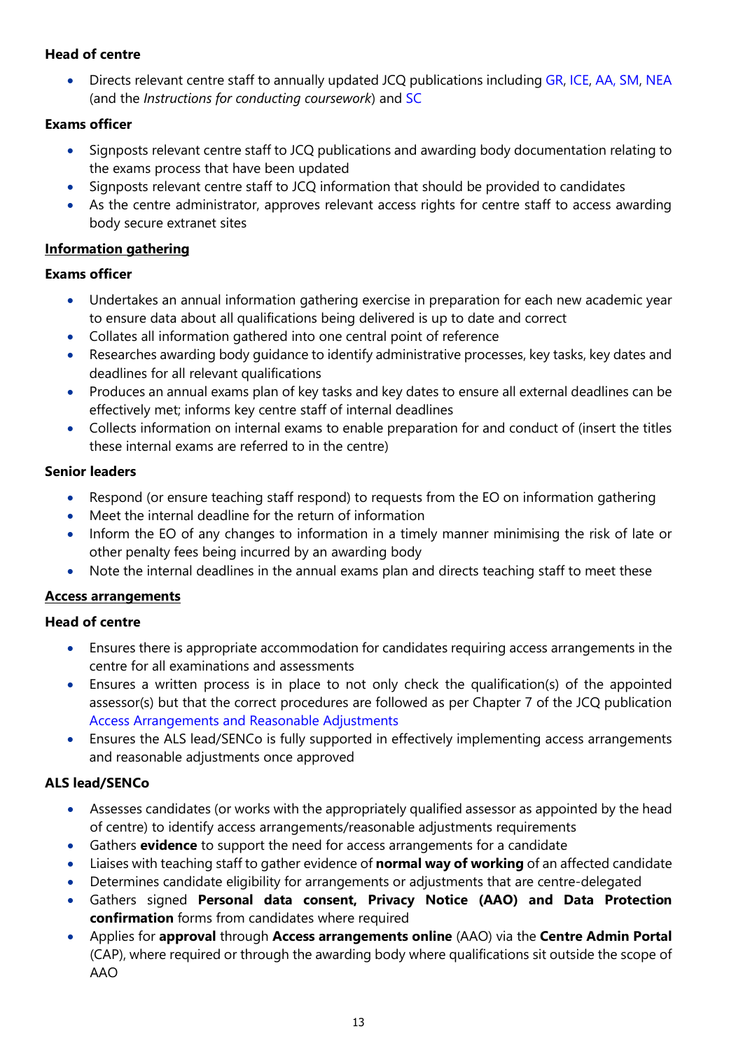**Head of centre**

- Directs relevant centre staff to annually updated JCQ publications including GR, ICE, AA, SM, NEA (and the *Instructions for conducting coursework*) and SC

**Exams officer**

- Signposts relevant centre staff to JCQ publications and awarding body documentation relating to the exams process that have been updated
- Signposts relevant centre staff to JCQ information that should be provided to candidates
- As the centre administrator, approves relevant access rights for centre staff to access awarding body secure extranet sites

**Information gathering**

**Exams officer**

- Undertakes an annual information gathering exercise in preparation for each new academic year to ensure data about all qualifications being delivered is up to date and correct
- Collates all information gathered into one central point of reference
- Researches awarding body guidance to identify administrative processes, key tasks, key dates and deadlines for all relevant qualifications
- Produces an annual exams plan of key tasks and key dates to ensure all external deadlines can be effectively met; informs key centre staff of internal deadlines
- Collects information on internal exams to enable preparation for and conduct of (insert the titles these internal exams are referred to in the centre)

**Senior leaders**

- Respond (or ensure teaching staff respond) to requests from the EO on information gathering
- Meet the internal deadline for the return of information
- Inform the EO of any changes to information in a timely manner minimising the risk of late or other penalty fees being incurred by an awarding body
- Note the internal deadlines in the annual exams plan and directs teaching staff to meet these

**Access arrangements**

**Head of centre**

- Ensures there is appropriate accommodation for candidates requiring access arrangements in the centre for all examinations and assessments
- Ensures a written process is in place to not only check the qualification(s) of the appointed assessor(s) but that the correct procedures are followed as per Chapter 7 of the JCQ publication Access Arrangements and Reasonable Adjustments
- Ensures the ALS lead/SENCo is fully supported in effectively implementing access arrangements and reasonable adjustments once approved

**ALS lead/SENCo**

- Assesses candidates (or works with the appropriately qualified assessor as appointed by the head of centre) to identify access arrangements/reasonable adjustments requirements
- Gathers **evidence** to support the need for access arrangements for a candidate
- Liaises with teaching staff to gather evidence of **normal way of working** of an affected candidate
- Determines candidate eligibility for arrangements or adjustments that are centre-delegated
- Gathers signed **Personal data consent, Privacy Notice (AAO) and Data Protection confirmation** forms from candidates where required
- Applies for **approval** through **Access arrangements online** (AAO) via the **Centre Admin Portal** (CAP), where required or through the awarding body where qualifications sit outside the scope of AAO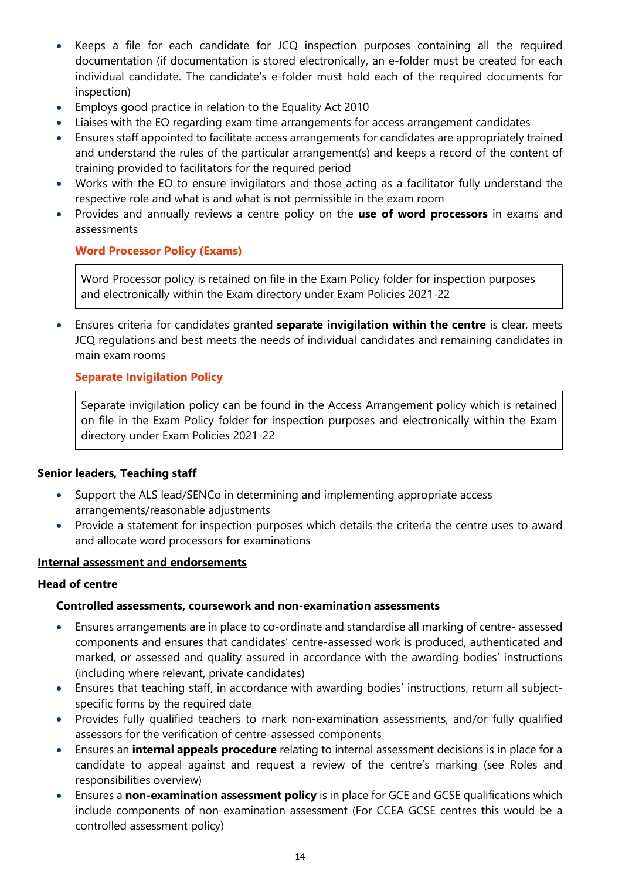- Keeps a file for each candidate for JCQ inspection purposes containing all the required documentation (if documentation is stored electronically, an e-folder must be created for each individual candidate. The candidate's e-folder must hold each of the required documents for inspection)
- Employs good practice in relation to the Equality Act 2010
- Liaises with the EO regarding exam time arrangements for access arrangement candidates
- Ensures staff appointed to facilitate access arrangements for candidates are appropriately trained and understand the rules of the particular arrangement(s) and keeps a record of the content of training provided to facilitators for the required period
- Works with the EO to ensure invigilators and those acting as a facilitator fully understand the respective role and what is and what is not permissible in the exam room
- Provides and annually reviews a centre policy on the **use of word processors** in exams and assessments

  **Word Processor Policy (Exams)**

  | Word Processor policy is retained on file in the Exam Policy folder for inspection purposes and electronically within the Exam directory under Exam Policies 2021-22 |
  |---|

- Ensures criteria for candidates granted **separate invigilation within the centre** is clear, meets JCQ regulations and best meets the needs of individual candidates and remaining candidates in main exam rooms

  **Separate Invigilation Policy**

  | Separate invigilation policy can be found in the Access Arrangement policy which is retained on file in the Exam Policy folder for inspection purposes and electronically within the Exam directory under Exam Policies 2021-22 |
  |---|

**Senior leaders, Teaching staff**

- Support the ALS lead/SENCo in determining and implementing appropriate access arrangements/reasonable adjustments
- Provide a statement for inspection purposes which details the criteria the centre uses to award and allocate word processors for examinations

**Internal assessment and endorsements**

**Head of centre**

**Controlled assessments, coursework and non-examination assessments**

- Ensures arrangements are in place to co-ordinate and standardise all marking of centre- assessed components and ensures that candidates' centre-assessed work is produced, authenticated and marked, or assessed and quality assured in accordance with the awarding bodies' instructions (including where relevant, private candidates)
- Ensures that teaching staff, in accordance with awarding bodies' instructions, return all subject-specific forms by the required date
- Provides fully qualified teachers to mark non-examination assessments, and/or fully qualified assessors for the verification of centre-assessed components
- Ensures an **internal appeals procedure** relating to internal assessment decisions is in place for a candidate to appeal against and request a review of the centre's marking (see Roles and responsibilities overview)
- Ensures a **non-examination assessment policy** is in place for GCE and GCSE qualifications which include components of non-examination assessment (For CCEA GCSE centres this would be a controlled assessment policy)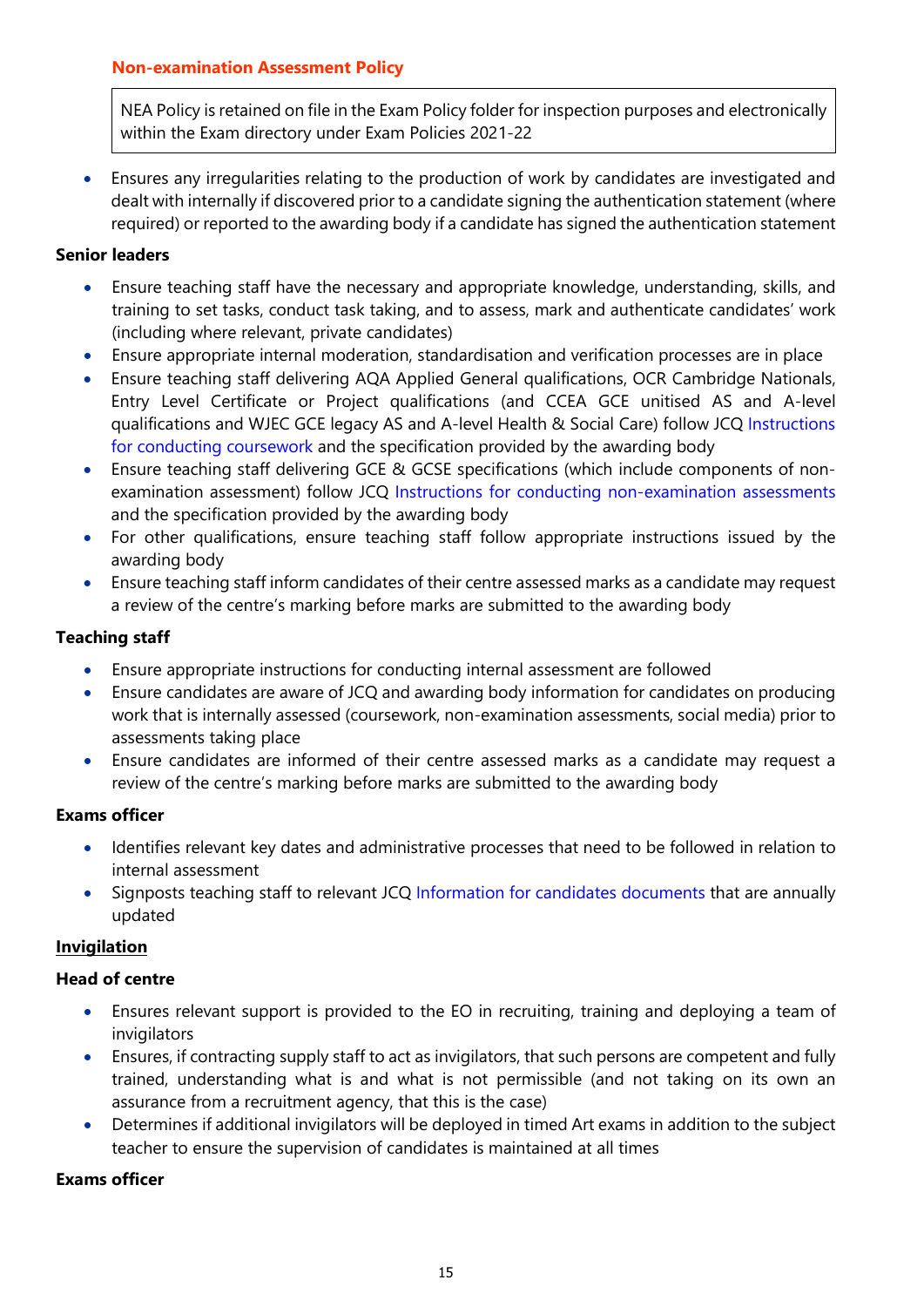**Non-examination Assessment Policy**

> NEA Policy is retained on file in the Exam Policy folder for inspection purposes and electronically within the Exam directory under Exam Policies 2021-22

- Ensures any irregularities relating to the production of work by candidates are investigated and dealt with internally if discovered prior to a candidate signing the authentication statement (where required) or reported to the awarding body if a candidate has signed the authentication statement

**Senior leaders**

- Ensure teaching staff have the necessary and appropriate knowledge, understanding, skills, and training to set tasks, conduct task taking, and to assess, mark and authenticate candidates' work (including where relevant, private candidates)
- Ensure appropriate internal moderation, standardisation and verification processes are in place
- Ensure teaching staff delivering AQA Applied General qualifications, OCR Cambridge Nationals, Entry Level Certificate or Project qualifications (and CCEA GCE unitised AS and A-level qualifications and WJEC GCE legacy AS and A-level Health & Social Care) follow JCQ Instructions for conducting coursework and the specification provided by the awarding body
- Ensure teaching staff delivering GCE & GCSE specifications (which include components of non-examination assessment) follow JCQ Instructions for conducting non-examination assessments and the specification provided by the awarding body
- For other qualifications, ensure teaching staff follow appropriate instructions issued by the awarding body
- Ensure teaching staff inform candidates of their centre assessed marks as a candidate may request a review of the centre's marking before marks are submitted to the awarding body

**Teaching staff**

- Ensure appropriate instructions for conducting internal assessment are followed
- Ensure candidates are aware of JCQ and awarding body information for candidates on producing work that is internally assessed (coursework, non-examination assessments, social media) prior to assessments taking place
- Ensure candidates are informed of their centre assessed marks as a candidate may request a review of the centre's marking before marks are submitted to the awarding body

**Exams officer**

- Identifies relevant key dates and administrative processes that need to be followed in relation to internal assessment
- Signposts teaching staff to relevant JCQ Information for candidates documents that are annually updated

## Invigilation

**Head of centre**

- Ensures relevant support is provided to the EO in recruiting, training and deploying a team of invigilators
- Ensures, if contracting supply staff to act as invigilators, that such persons are competent and fully trained, understanding what is and what is not permissible (and not taking on its own an assurance from a recruitment agency, that this is the case)
- Determines if additional invigilators will be deployed in timed Art exams in addition to the subject teacher to ensure the supervision of candidates is maintained at all times

**Exams officer**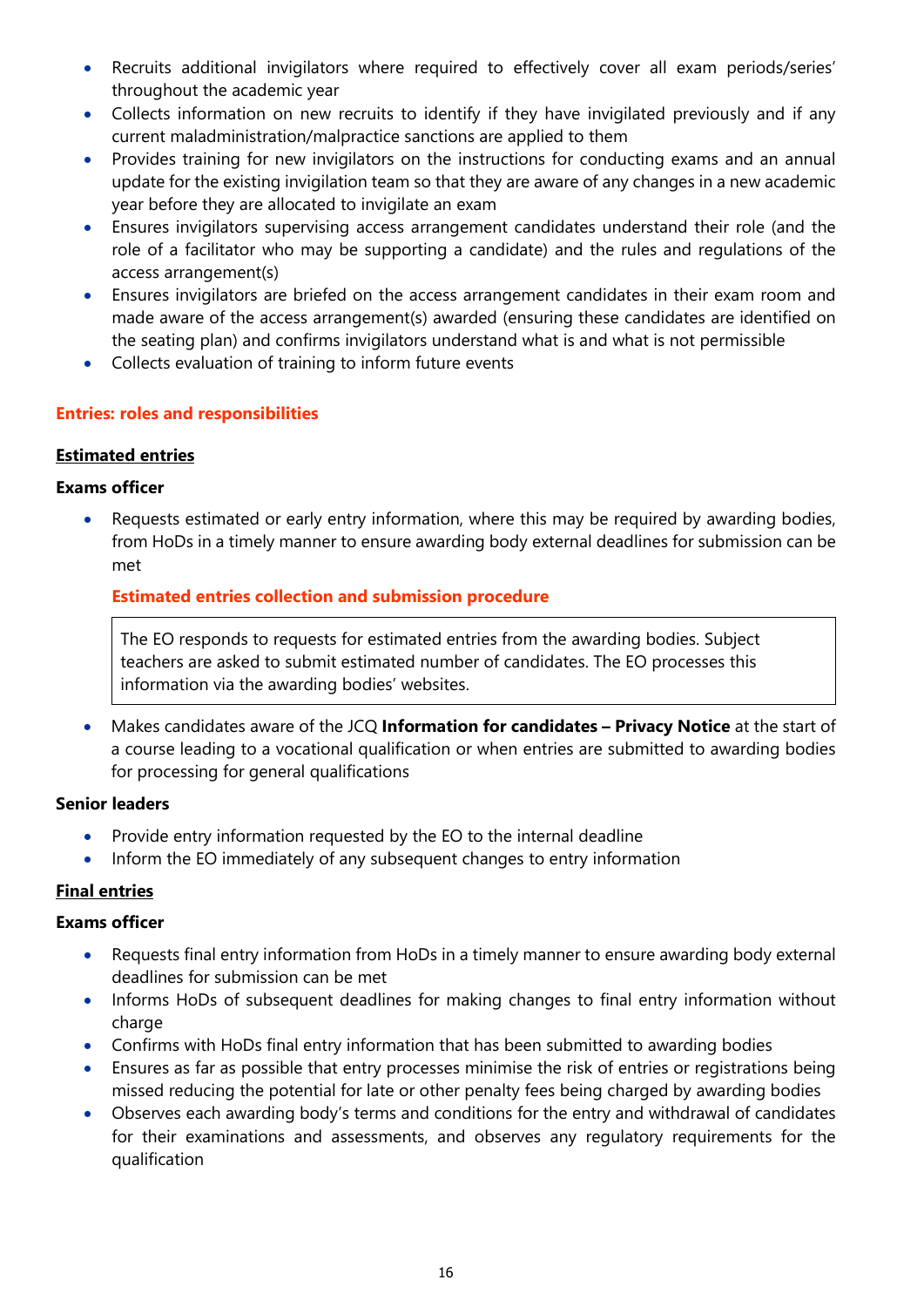- Recruits additional invigilators where required to effectively cover all exam periods/series' throughout the academic year
- Collects information on new recruits to identify if they have invigilated previously and if any current maladministration/malpractice sanctions are applied to them
- Provides training for new invigilators on the instructions for conducting exams and an annual update for the existing invigilation team so that they are aware of any changes in a new academic year before they are allocated to invigilate an exam
- Ensures invigilators supervising access arrangement candidates understand their role (and the role of a facilitator who may be supporting a candidate) and the rules and regulations of the access arrangement(s)
- Ensures invigilators are briefed on the access arrangement candidates in their exam room and made aware of the access arrangement(s) awarded (ensuring these candidates are identified on the seating plan) and confirms invigilators understand what is and what is not permissible
- Collects evaluation of training to inform future events

## Entries: roles and responsibilities

### Estimated entries

**Exams officer**

- Requests estimated or early entry information, where this may be required by awarding bodies, from HoDs in a timely manner to ensure awarding body external deadlines for submission can be met

  **Estimated entries collection and submission procedure**

  | The EO responds to requests for estimated entries from the awarding bodies. Subject teachers are asked to submit estimated number of candidates. The EO processes this information via the awarding bodies' websites. |
  |---|

- Makes candidates aware of the JCQ **Information for candidates – Privacy Notice** at the start of a course leading to a vocational qualification or when entries are submitted to awarding bodies for processing for general qualifications

**Senior leaders**

- Provide entry information requested by the EO to the internal deadline
- Inform the EO immediately of any subsequent changes to entry information

### Final entries

**Exams officer**

- Requests final entry information from HoDs in a timely manner to ensure awarding body external deadlines for submission can be met
- Informs HoDs of subsequent deadlines for making changes to final entry information without charge
- Confirms with HoDs final entry information that has been submitted to awarding bodies
- Ensures as far as possible that entry processes minimise the risk of entries or registrations being missed reducing the potential for late or other penalty fees being charged by awarding bodies
- Observes each awarding body's terms and conditions for the entry and withdrawal of candidates for their examinations and assessments, and observes any regulatory requirements for the qualification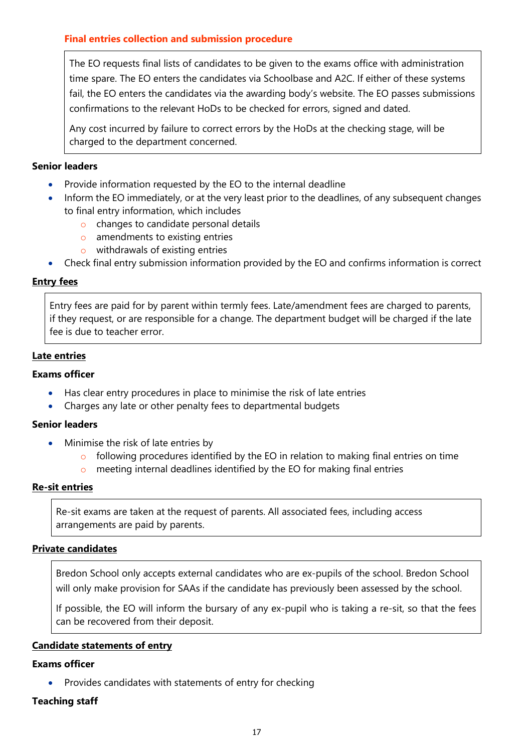**Final entries collection and submission procedure**

The EO requests final lists of candidates to be given to the exams office with administration time spare. The EO enters the candidates via Schoolbase and A2C. If either of these systems fail, the EO enters the candidates via the awarding body's website. The EO passes submissions confirmations to the relevant HoDs to be checked for errors, signed and dated.

Any cost incurred by failure to correct errors by the HoDs at the checking stage, will be charged to the department concerned.

**Senior leaders**

- Provide information requested by the EO to the internal deadline
- Inform the EO immediately, or at the very least prior to the deadlines, of any subsequent changes to final entry information, which includes
  - changes to candidate personal details
  - amendments to existing entries
  - withdrawals of existing entries
- Check final entry submission information provided by the EO and confirms information is correct

**Entry fees**

Entry fees are paid for by parent within termly fees. Late/amendment fees are charged to parents, if they request, or are responsible for a change. The department budget will be charged if the late fee is due to teacher error.

**Late entries**

**Exams officer**

- Has clear entry procedures in place to minimise the risk of late entries
- Charges any late or other penalty fees to departmental budgets

**Senior leaders**

- Minimise the risk of late entries by
  - following procedures identified by the EO in relation to making final entries on time
  - meeting internal deadlines identified by the EO for making final entries

**Re-sit entries**

Re-sit exams are taken at the request of parents. All associated fees, including access arrangements are paid by parents.

**Private candidates**

Bredon School only accepts external candidates who are ex-pupils of the school. Bredon School will only make provision for SAAs if the candidate has previously been assessed by the school.

If possible, the EO will inform the bursary of any ex-pupil who is taking a re-sit, so that the fees can be recovered from their deposit.

**Candidate statements of entry**

**Exams officer**

- Provides candidates with statements of entry for checking

**Teaching staff**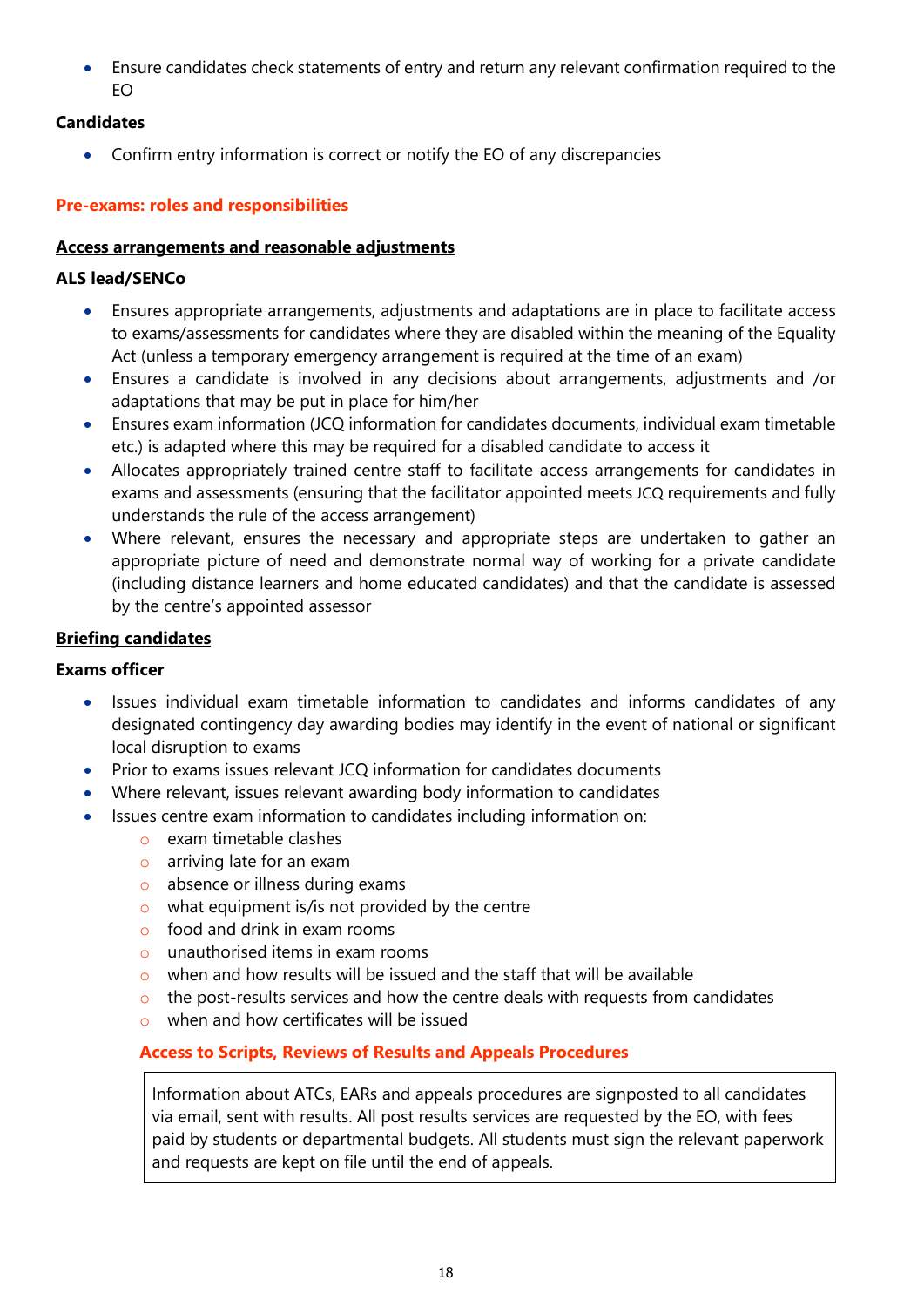- Ensure candidates check statements of entry and return any relevant confirmation required to the EO

**Candidates**

- Confirm entry information is correct or notify the EO of any discrepancies

## Pre-exams: roles and responsibilities

### Access arrangements and reasonable adjustments

**ALS lead/SENCo**

- Ensures appropriate arrangements, adjustments and adaptations are in place to facilitate access to exams/assessments for candidates where they are disabled within the meaning of the Equality Act (unless a temporary emergency arrangement is required at the time of an exam)
- Ensures a candidate is involved in any decisions about arrangements, adjustments and /or adaptations that may be put in place for him/her
- Ensures exam information (JCQ information for candidates documents, individual exam timetable etc.) is adapted where this may be required for a disabled candidate to access it
- Allocates appropriately trained centre staff to facilitate access arrangements for candidates in exams and assessments (ensuring that the facilitator appointed meets JCQ requirements and fully understands the rule of the access arrangement)
- Where relevant, ensures the necessary and appropriate steps are undertaken to gather an appropriate picture of need and demonstrate normal way of working for a private candidate (including distance learners and home educated candidates) and that the candidate is assessed by the centre's appointed assessor

### Briefing candidates

**Exams officer**

- Issues individual exam timetable information to candidates and informs candidates of any designated contingency day awarding bodies may identify in the event of national or significant local disruption to exams
- Prior to exams issues relevant JCQ information for candidates documents
- Where relevant, issues relevant awarding body information to candidates
- Issues centre exam information to candidates including information on:
    - exam timetable clashes
    - arriving late for an exam
    - absence or illness during exams
    - what equipment is/is not provided by the centre
    - food and drink in exam rooms
    - unauthorised items in exam rooms
    - when and how results will be issued and the staff that will be available
    - the post-results services and how the centre deals with requests from candidates
    - when and how certificates will be issued

#### Access to Scripts, Reviews of Results and Appeals Procedures

Information about ATCs, EARs and appeals procedures are signposted to all candidates via email, sent with results. All post results services are requested by the EO, with fees paid by students or departmental budgets. All students must sign the relevant paperwork and requests are kept on file until the end of appeals.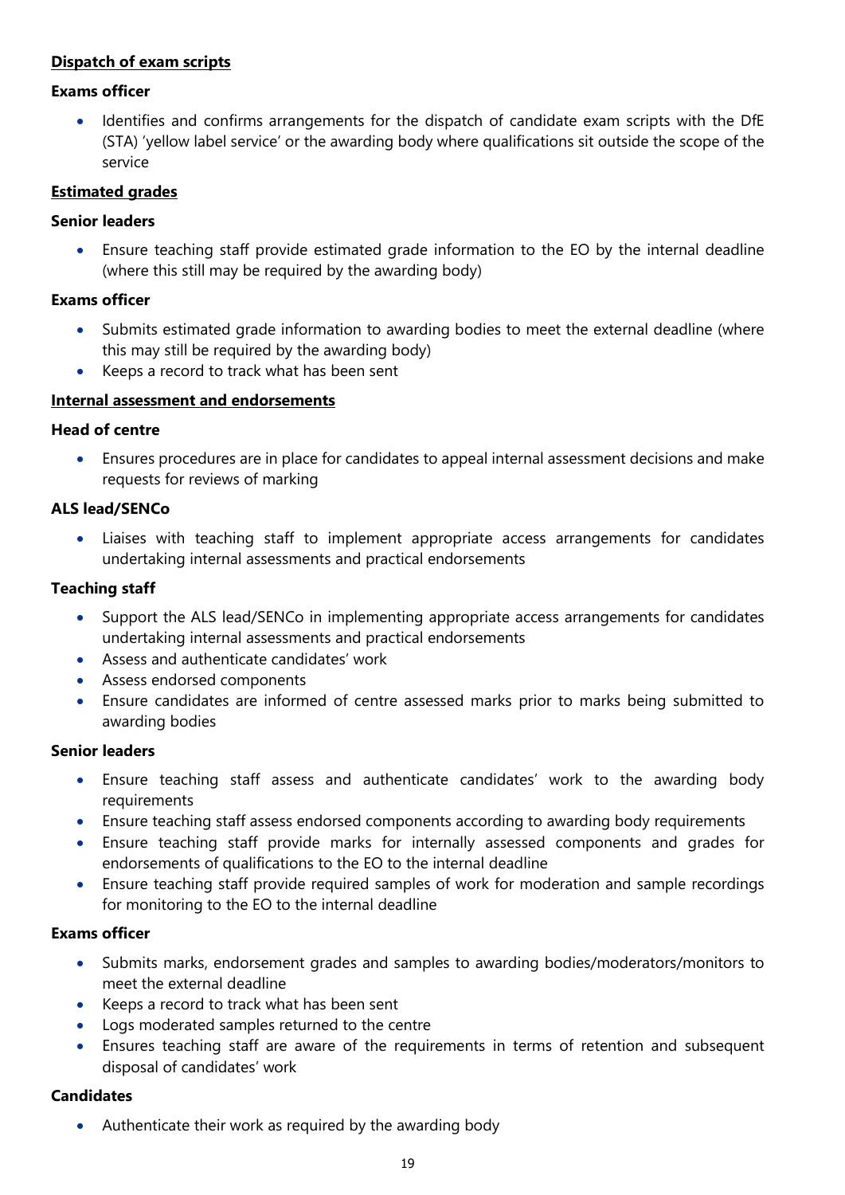**Dispatch of exam scripts**

**Exams officer**

- Identifies and confirms arrangements for the dispatch of candidate exam scripts with the DfE (STA) 'yellow label service' or the awarding body where qualifications sit outside the scope of the service

**Estimated grades**

**Senior leaders**

- Ensure teaching staff provide estimated grade information to the EO by the internal deadline (where this still may be required by the awarding body)

**Exams officer**

- Submits estimated grade information to awarding bodies to meet the external deadline (where this may still be required by the awarding body)
- Keeps a record to track what has been sent

**Internal assessment and endorsements**

**Head of centre**

- Ensures procedures are in place for candidates to appeal internal assessment decisions and make requests for reviews of marking

**ALS lead/SENCo**

- Liaises with teaching staff to implement appropriate access arrangements for candidates undertaking internal assessments and practical endorsements

**Teaching staff**

- Support the ALS lead/SENCo in implementing appropriate access arrangements for candidates undertaking internal assessments and practical endorsements
- Assess and authenticate candidates' work
- Assess endorsed components
- Ensure candidates are informed of centre assessed marks prior to marks being submitted to awarding bodies

**Senior leaders**

- Ensure teaching staff assess and authenticate candidates' work to the awarding body requirements
- Ensure teaching staff assess endorsed components according to awarding body requirements
- Ensure teaching staff provide marks for internally assessed components and grades for endorsements of qualifications to the EO to the internal deadline
- Ensure teaching staff provide required samples of work for moderation and sample recordings for monitoring to the EO to the internal deadline

**Exams officer**

- Submits marks, endorsement grades and samples to awarding bodies/moderators/monitors to meet the external deadline
- Keeps a record to track what has been sent
- Logs moderated samples returned to the centre
- Ensures teaching staff are aware of the requirements in terms of retention and subsequent disposal of candidates' work

**Candidates**

- Authenticate their work as required by the awarding body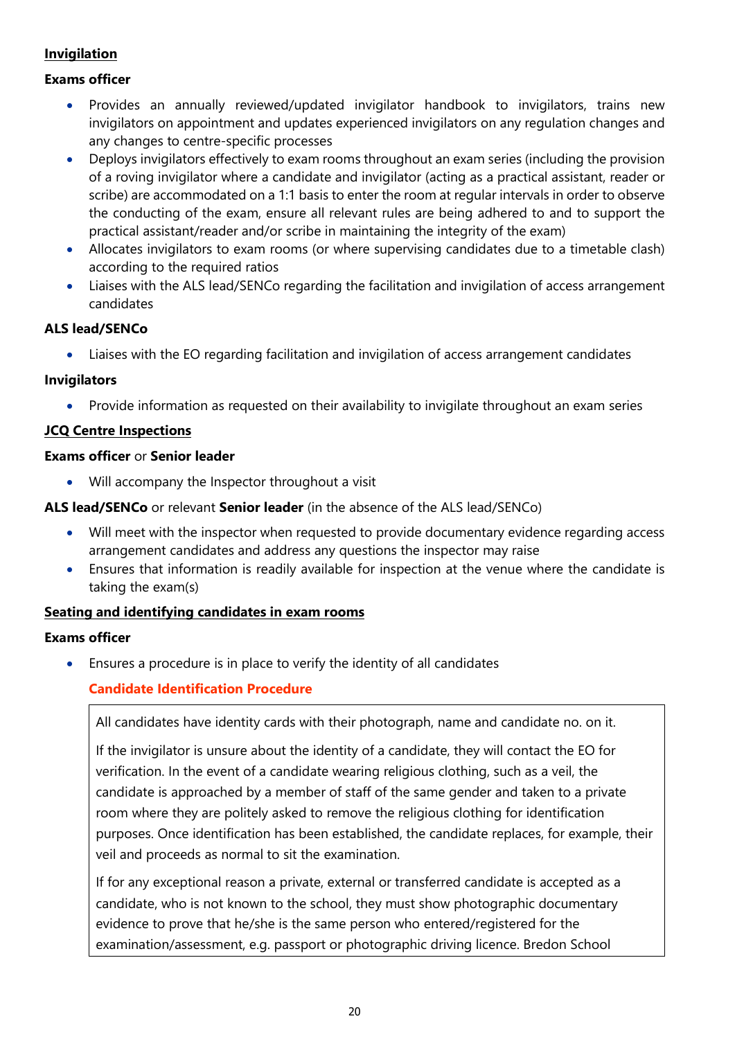**<u>Invigilation</u>**

**Exams officer**

- Provides an annually reviewed/updated invigilator handbook to invigilators, trains new invigilators on appointment and updates experienced invigilators on any regulation changes and any changes to centre-specific processes
- Deploys invigilators effectively to exam rooms throughout an exam series (including the provision of a roving invigilator where a candidate and invigilator (acting as a practical assistant, reader or scribe) are accommodated on a 1:1 basis to enter the room at regular intervals in order to observe the conducting of the exam, ensure all relevant rules are being adhered to and to support the practical assistant/reader and/or scribe in maintaining the integrity of the exam)
- Allocates invigilators to exam rooms (or where supervising candidates due to a timetable clash) according to the required ratios
- Liaises with the ALS lead/SENCo regarding the facilitation and invigilation of access arrangement candidates

**ALS lead/SENCo**

- Liaises with the EO regarding facilitation and invigilation of access arrangement candidates

**Invigilators**

- Provide information as requested on their availability to invigilate throughout an exam series

**<u>JCQ Centre Inspections</u>**

**Exams officer** or **Senior leader**

- Will accompany the Inspector throughout a visit

**ALS lead/SENCo** or relevant **Senior leader** (in the absence of the ALS lead/SENCo)

- Will meet with the inspector when requested to provide documentary evidence regarding access arrangement candidates and address any questions the inspector may raise
- Ensures that information is readily available for inspection at the venue where the candidate is taking the exam(s)

**<u>Seating and identifying candidates in exam rooms</u>**

**Exams officer**

- Ensures a procedure is in place to verify the identity of all candidates

  **Candidate Identification Procedure**

  All candidates have identity cards with their photograph, name and candidate no. on it.

  If the invigilator is unsure about the identity of a candidate, they will contact the EO for verification. In the event of a candidate wearing religious clothing, such as a veil, the candidate is approached by a member of staff of the same gender and taken to a private room where they are politely asked to remove the religious clothing for identification purposes. Once identification has been established, the candidate replaces, for example, their veil and proceeds as normal to sit the examination.

  If for any exceptional reason a private, external or transferred candidate is accepted as a candidate, who is not known to the school, they must show photographic documentary evidence to prove that he/she is the same person who entered/registered for the examination/assessment, e.g. passport or photographic driving licence. Bredon School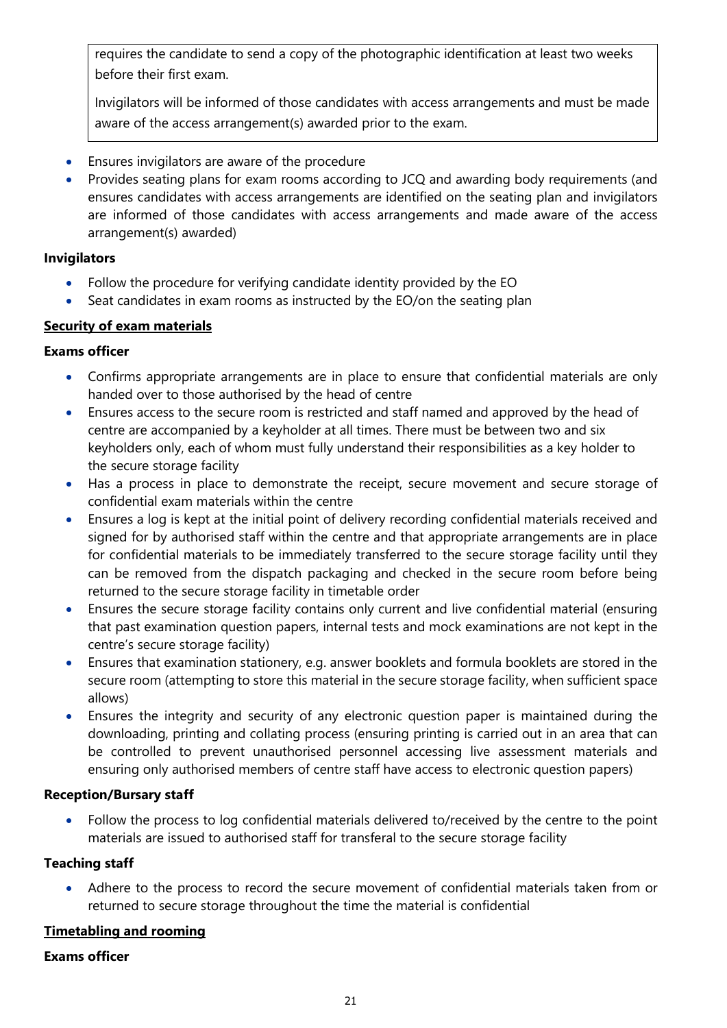requires the candidate to send a copy of the photographic identification at least two weeks before their first exam.

Invigilators will be informed of those candidates with access arrangements and must be made aware of the access arrangement(s) awarded prior to the exam.

- Ensures invigilators are aware of the procedure
- Provides seating plans for exam rooms according to JCQ and awarding body requirements (and ensures candidates with access arrangements are identified on the seating plan and invigilators are informed of those candidates with access arrangements and made aware of the access arrangement(s) awarded)

**Invigilators**

- Follow the procedure for verifying candidate identity provided by the EO
- Seat candidates in exam rooms as instructed by the EO/on the seating plan

**Security of exam materials**

**Exams officer**

- Confirms appropriate arrangements are in place to ensure that confidential materials are only handed over to those authorised by the head of centre
- Ensures access to the secure room is restricted and staff named and approved by the head of centre are accompanied by a keyholder at all times. There must be between two and six keyholders only, each of whom must fully understand their responsibilities as a key holder to the secure storage facility
- Has a process in place to demonstrate the receipt, secure movement and secure storage of confidential exam materials within the centre
- Ensures a log is kept at the initial point of delivery recording confidential materials received and signed for by authorised staff within the centre and that appropriate arrangements are in place for confidential materials to be immediately transferred to the secure storage facility until they can be removed from the dispatch packaging and checked in the secure room before being returned to the secure storage facility in timetable order
- Ensures the secure storage facility contains only current and live confidential material (ensuring that past examination question papers, internal tests and mock examinations are not kept in the centre's secure storage facility)
- Ensures that examination stationery, e.g. answer booklets and formula booklets are stored in the secure room (attempting to store this material in the secure storage facility, when sufficient space allows)
- Ensures the integrity and security of any electronic question paper is maintained during the downloading, printing and collating process (ensuring printing is carried out in an area that can be controlled to prevent unauthorised personnel accessing live assessment materials and ensuring only authorised members of centre staff have access to electronic question papers)

**Reception/Bursary staff**

- Follow the process to log confidential materials delivered to/received by the centre to the point materials are issued to authorised staff for transferal to the secure storage facility

**Teaching staff**

- Adhere to the process to record the secure movement of confidential materials taken from or returned to secure storage throughout the time the material is confidential

**Timetabling and rooming**

**Exams officer**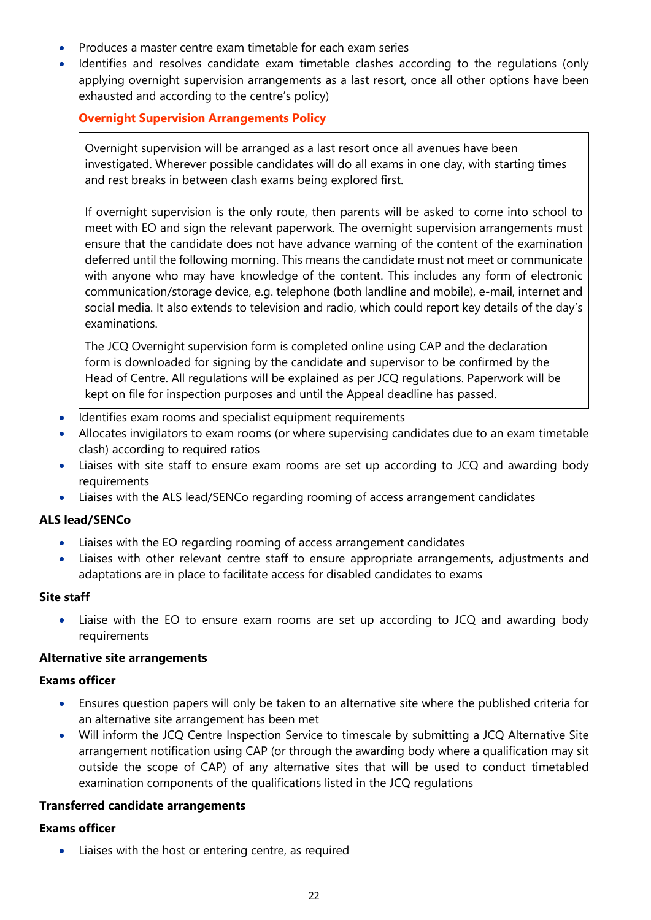- Produces a master centre exam timetable for each exam series
- Identifies and resolves candidate exam timetable clashes according to the regulations (only applying overnight supervision arrangements as a last resort, once all other options have been exhausted and according to the centre's policy)

**Overnight Supervision Arrangements Policy**

> Overnight supervision will be arranged as a last resort once all avenues have been investigated. Wherever possible candidates will do all exams in one day, with starting times and rest breaks in between clash exams being explored first.
>
> If overnight supervision is the only route, then parents will be asked to come into school to meet with EO and sign the relevant paperwork. The overnight supervision arrangements must ensure that the candidate does not have advance warning of the content of the examination deferred until the following morning. This means the candidate must not meet or communicate with anyone who may have knowledge of the content. This includes any form of electronic communication/storage device, e.g. telephone (both landline and mobile), e-mail, internet and social media. It also extends to television and radio, which could report key details of the day's examinations.
>
> The JCQ Overnight supervision form is completed online using CAP and the declaration form is downloaded for signing by the candidate and supervisor to be confirmed by the Head of Centre. All regulations will be explained as per JCQ regulations. Paperwork will be kept on file for inspection purposes and until the Appeal deadline has passed.

- Identifies exam rooms and specialist equipment requirements
- Allocates invigilators to exam rooms (or where supervising candidates due to an exam timetable clash) according to required ratios
- Liaises with site staff to ensure exam rooms are set up according to JCQ and awarding body requirements
- Liaises with the ALS lead/SENCo regarding rooming of access arrangement candidates

**ALS lead/SENCo**

- Liaises with the EO regarding rooming of access arrangement candidates
- Liaises with other relevant centre staff to ensure appropriate arrangements, adjustments and adaptations are in place to facilitate access for disabled candidates to exams

**Site staff**

- Liaise with the EO to ensure exam rooms are set up according to JCQ and awarding body requirements

**Alternative site arrangements**

**Exams officer**

- Ensures question papers will only be taken to an alternative site where the published criteria for an alternative site arrangement has been met
- Will inform the JCQ Centre Inspection Service to timescale by submitting a JCQ Alternative Site arrangement notification using CAP (or through the awarding body where a qualification may sit outside the scope of CAP) of any alternative sites that will be used to conduct timetabled examination components of the qualifications listed in the JCQ regulations

**Transferred candidate arrangements**

**Exams officer**

- Liaises with the host or entering centre, as required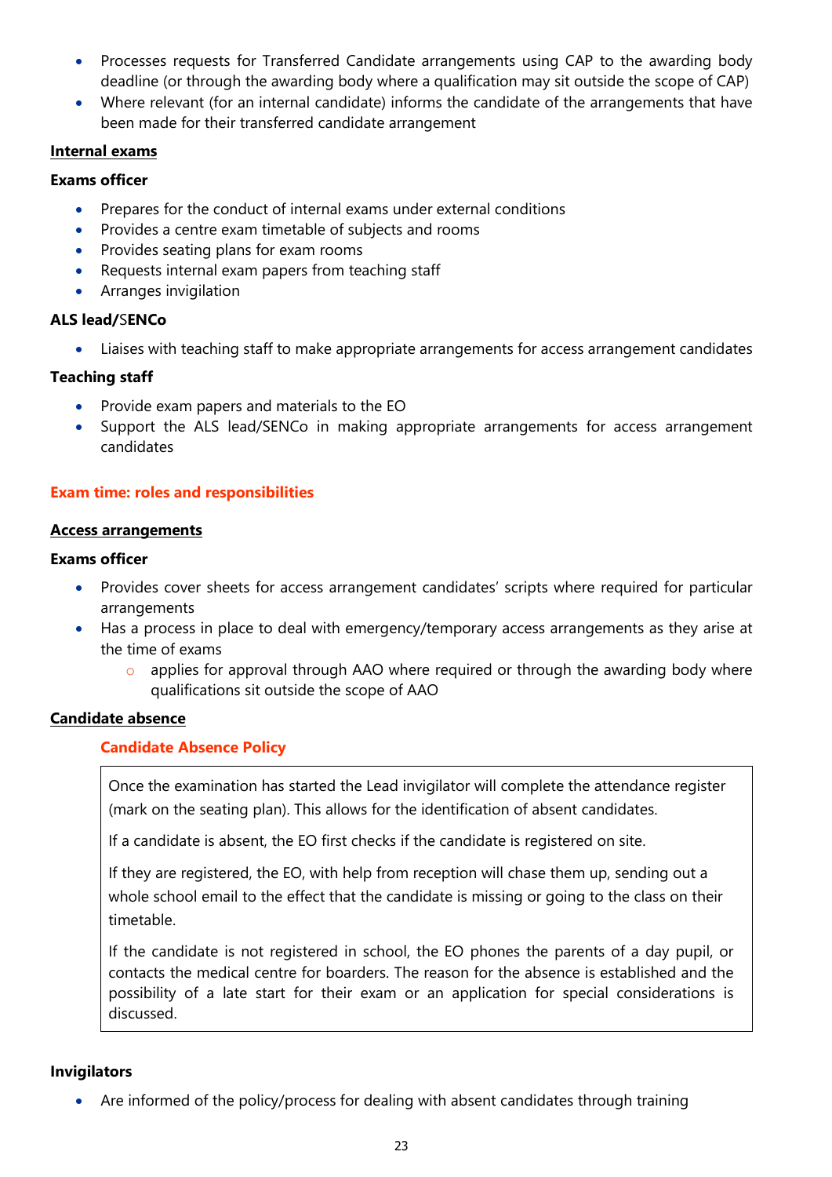- Processes requests for Transferred Candidate arrangements using CAP to the awarding body deadline (or through the awarding body where a qualification may sit outside the scope of CAP)
- Where relevant (for an internal candidate) informs the candidate of the arrangements that have been made for their transferred candidate arrangement

**Internal exams**

**Exams officer**

- Prepares for the conduct of internal exams under external conditions
- Provides a centre exam timetable of subjects and rooms
- Provides seating plans for exam rooms
- Requests internal exam papers from teaching staff
- Arranges invigilation

**ALS lead/SENCo**

- Liaises with teaching staff to make appropriate arrangements for access arrangement candidates

**Teaching staff**

- Provide exam papers and materials to the EO
- Support the ALS lead/SENCo in making appropriate arrangements for access arrangement candidates

## Exam time: roles and responsibilities

**Access arrangements**

**Exams officer**

- Provides cover sheets for access arrangement candidates' scripts where required for particular arrangements
- Has a process in place to deal with emergency/temporary access arrangements as they arise at the time of exams
    - applies for approval through AAO where required or through the awarding body where qualifications sit outside the scope of AAO

**Candidate absence**

### Candidate Absence Policy

Once the examination has started the Lead invigilator will complete the attendance register (mark on the seating plan). This allows for the identification of absent candidates.

If a candidate is absent, the EO first checks if the candidate is registered on site.

If they are registered, the EO, with help from reception will chase them up, sending out a whole school email to the effect that the candidate is missing or going to the class on their timetable.

If the candidate is not registered in school, the EO phones the parents of a day pupil, or contacts the medical centre for boarders. The reason for the absence is established and the possibility of a late start for their exam or an application for special considerations is discussed.

**Invigilators**

- Are informed of the policy/process for dealing with absent candidates through training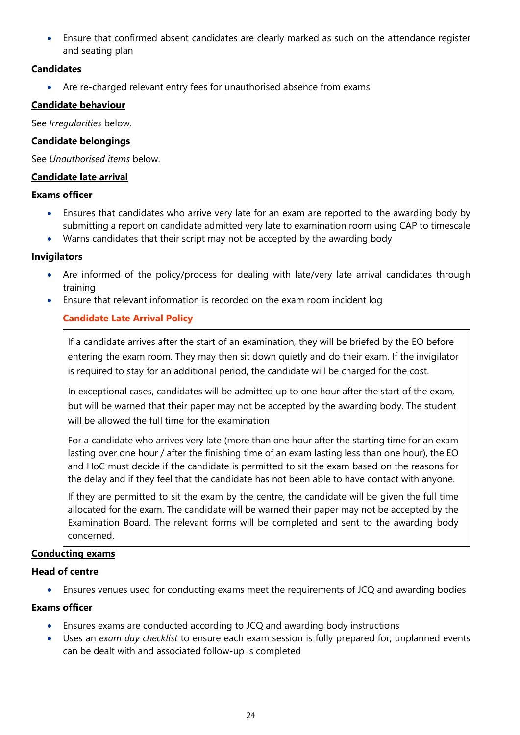- Ensure that confirmed absent candidates are clearly marked as such on the attendance register and seating plan

**Candidates**

- Are re-charged relevant entry fees for unauthorised absence from exams

## Candidate behaviour

See *Irregularities* below.

## Candidate belongings

See *Unauthorised items* below.

## Candidate late arrival

**Exams officer**

- Ensures that candidates who arrive very late for an exam are reported to the awarding body by submitting a report on candidate admitted very late to examination room using CAP to timescale
- Warns candidates that their script may not be accepted by the awarding body

**Invigilators**

- Are informed of the policy/process for dealing with late/very late arrival candidates through training
- Ensure that relevant information is recorded on the exam room incident log

**Candidate Late Arrival Policy**

If a candidate arrives after the start of an examination, they will be briefed by the EO before entering the exam room. They may then sit down quietly and do their exam. If the invigilator is required to stay for an additional period, the candidate will be charged for the cost.

In exceptional cases, candidates will be admitted up to one hour after the start of the exam, but will be warned that their paper may not be accepted by the awarding body. The student will be allowed the full time for the examination

For a candidate who arrives very late (more than one hour after the starting time for an exam lasting over one hour / after the finishing time of an exam lasting less than one hour), the EO and HoC must decide if the candidate is permitted to sit the exam based on the reasons for the delay and if they feel that the candidate has not been able to have contact with anyone.

If they are permitted to sit the exam by the centre, the candidate will be given the full time allocated for the exam. The candidate will be warned their paper may not be accepted by the Examination Board. The relevant forms will be completed and sent to the awarding body concerned.

## Conducting exams

**Head of centre**

- Ensures venues used for conducting exams meet the requirements of JCQ and awarding bodies

**Exams officer**

- Ensures exams are conducted according to JCQ and awarding body instructions
- Uses an *exam day checklist* to ensure each exam session is fully prepared for, unplanned events can be dealt with and associated follow-up is completed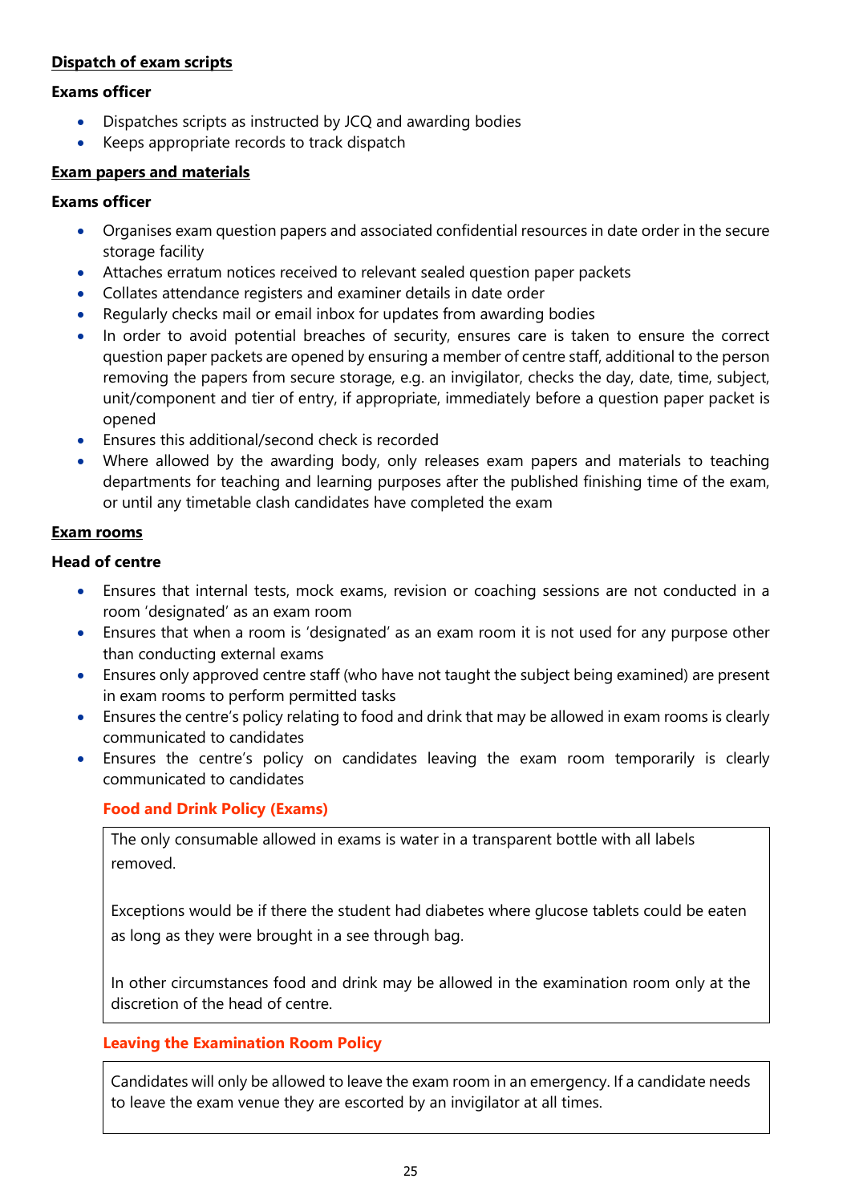**Dispatch of exam scripts**

**Exams officer**

- Dispatches scripts as instructed by JCQ and awarding bodies
- Keeps appropriate records to track dispatch

**Exam papers and materials**

**Exams officer**

- Organises exam question papers and associated confidential resources in date order in the secure storage facility
- Attaches erratum notices received to relevant sealed question paper packets
- Collates attendance registers and examiner details in date order
- Regularly checks mail or email inbox for updates from awarding bodies
- In order to avoid potential breaches of security, ensures care is taken to ensure the correct question paper packets are opened by ensuring a member of centre staff, additional to the person removing the papers from secure storage, e.g. an invigilator, checks the day, date, time, subject, unit/component and tier of entry, if appropriate, immediately before a question paper packet is opened
- Ensures this additional/second check is recorded
- Where allowed by the awarding body, only releases exam papers and materials to teaching departments for teaching and learning purposes after the published finishing time of the exam, or until any timetable clash candidates have completed the exam

**Exam rooms**

**Head of centre**

- Ensures that internal tests, mock exams, revision or coaching sessions are not conducted in a room 'designated' as an exam room
- Ensures that when a room is 'designated' as an exam room it is not used for any purpose other than conducting external exams
- Ensures only approved centre staff (who have not taught the subject being examined) are present in exam rooms to perform permitted tasks
- Ensures the centre's policy relating to food and drink that may be allowed in exam rooms is clearly communicated to candidates
- Ensures the centre's policy on candidates leaving the exam room temporarily is clearly communicated to candidates

**Food and Drink Policy (Exams)**

The only consumable allowed in exams is water in a transparent bottle with all labels removed.

Exceptions would be if there the student had diabetes where glucose tablets could be eaten as long as they were brought in a see through bag.

In other circumstances food and drink may be allowed in the examination room only at the discretion of the head of centre.

**Leaving the Examination Room Policy**

Candidates will only be allowed to leave the exam room in an emergency. If a candidate needs to leave the exam venue they are escorted by an invigilator at all times.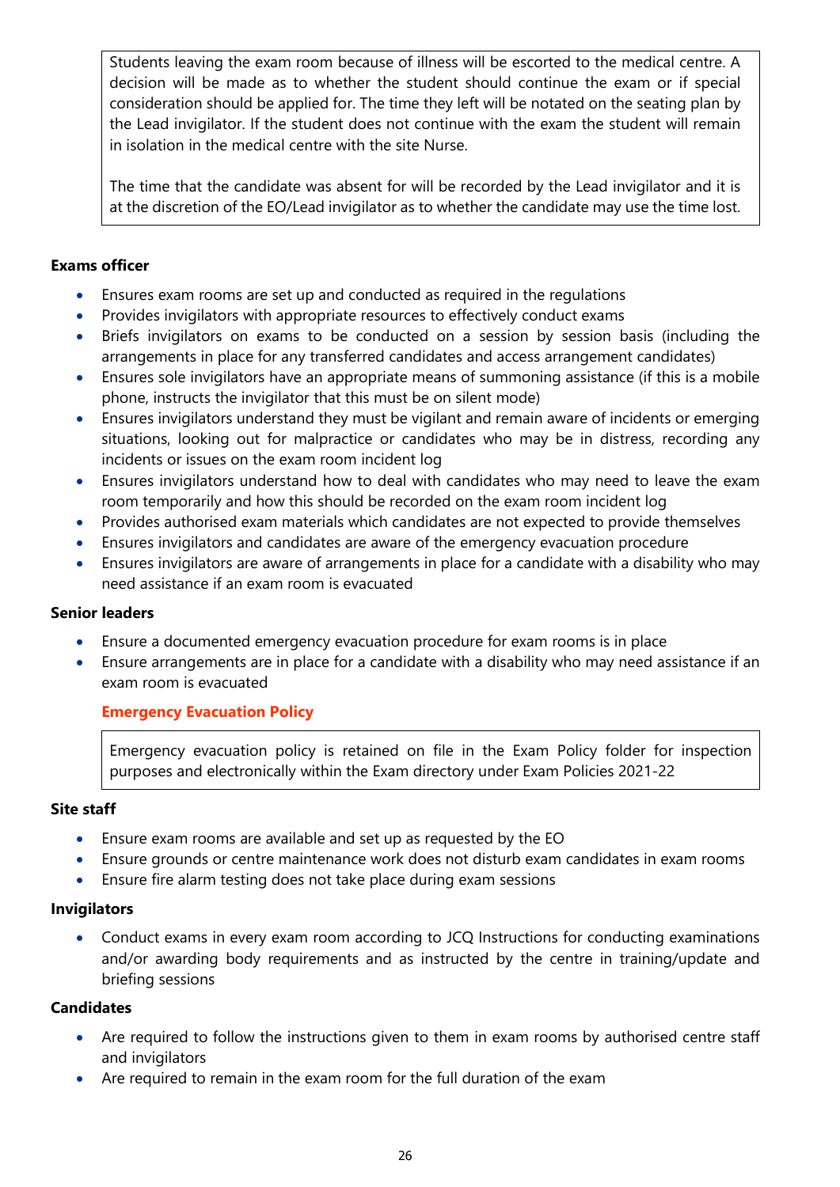Students leaving the exam room because of illness will be escorted to the medical centre. A decision will be made as to whether the student should continue the exam or if special consideration should be applied for. The time they left will be notated on the seating plan by the Lead invigilator. If the student does not continue with the exam the student will remain in isolation in the medical centre with the site Nurse.

The time that the candidate was absent for will be recorded by the Lead invigilator and it is at the discretion of the EO/Lead invigilator as to whether the candidate may use the time lost.

**Exams officer**

- Ensures exam rooms are set up and conducted as required in the regulations
- Provides invigilators with appropriate resources to effectively conduct exams
- Briefs invigilators on exams to be conducted on a session by session basis (including the arrangements in place for any transferred candidates and access arrangement candidates)
- Ensures sole invigilators have an appropriate means of summoning assistance (if this is a mobile phone, instructs the invigilator that this must be on silent mode)
- Ensures invigilators understand they must be vigilant and remain aware of incidents or emerging situations, looking out for malpractice or candidates who may be in distress, recording any incidents or issues on the exam room incident log
- Ensures invigilators understand how to deal with candidates who may need to leave the exam room temporarily and how this should be recorded on the exam room incident log
- Provides authorised exam materials which candidates are not expected to provide themselves
- Ensures invigilators and candidates are aware of the emergency evacuation procedure
- Ensures invigilators are aware of arrangements in place for a candidate with a disability who may need assistance if an exam room is evacuated

**Senior leaders**

- Ensure a documented emergency evacuation procedure for exam rooms is in place
- Ensure arrangements are in place for a candidate with a disability who may need assistance if an exam room is evacuated

**Emergency Evacuation Policy**

Emergency evacuation policy is retained on file in the Exam Policy folder for inspection purposes and electronically within the Exam directory under Exam Policies 2021-22

**Site staff**

- Ensure exam rooms are available and set up as requested by the EO
- Ensure grounds or centre maintenance work does not disturb exam candidates in exam rooms
- Ensure fire alarm testing does not take place during exam sessions

**Invigilators**

- Conduct exams in every exam room according to JCQ Instructions for conducting examinations and/or awarding body requirements and as instructed by the centre in training/update and briefing sessions

**Candidates**

- Are required to follow the instructions given to them in exam rooms by authorised centre staff and invigilators
- Are required to remain in the exam room for the full duration of the exam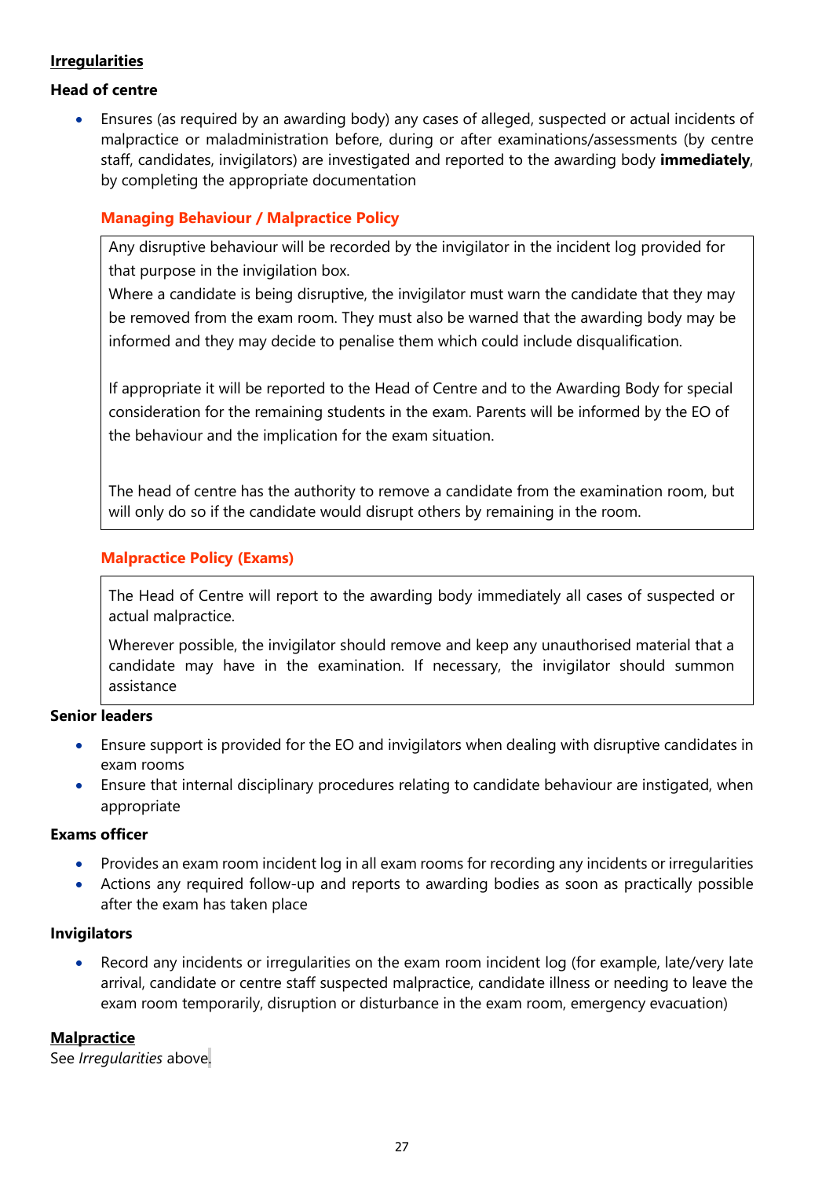**Irregularities**

**Head of centre**

- Ensures (as required by an awarding body) any cases of alleged, suspected or actual incidents of malpractice or maladministration before, during or after examinations/assessments (by centre staff, candidates, invigilators) are investigated and reported to the awarding body **immediately**, by completing the appropriate documentation

  **Managing Behaviour / Malpractice Policy**

  > Any disruptive behaviour will be recorded by the invigilator in the incident log provided for that purpose in the invigilation box.
  > Where a candidate is being disruptive, the invigilator must warn the candidate that they may be removed from the exam room. They must also be warned that the awarding body may be informed and they may decide to penalise them which could include disqualification.
  >
  > If appropriate it will be reported to the Head of Centre and to the Awarding Body for special consideration for the remaining students in the exam. Parents will be informed by the EO of the behaviour and the implication for the exam situation.
  >
  > The head of centre has the authority to remove a candidate from the examination room, but will only do so if the candidate would disrupt others by remaining in the room.

  **Malpractice Policy (Exams)**

  > The Head of Centre will report to the awarding body immediately all cases of suspected or actual malpractice.
  >
  > Wherever possible, the invigilator should remove and keep any unauthorised material that a candidate may have in the examination. If necessary, the invigilator should summon assistance

**Senior leaders**

- Ensure support is provided for the EO and invigilators when dealing with disruptive candidates in exam rooms
- Ensure that internal disciplinary procedures relating to candidate behaviour are instigated, when appropriate

**Exams officer**

- Provides an exam room incident log in all exam rooms for recording any incidents or irregularities
- Actions any required follow-up and reports to awarding bodies as soon as practically possible after the exam has taken place

**Invigilators**

- Record any incidents or irregularities on the exam room incident log (for example, late/very late arrival, candidate or centre staff suspected malpractice, candidate illness or needing to leave the exam room temporarily, disruption or disturbance in the exam room, emergency evacuation)

**Malpractice**

See *Irregularities* above.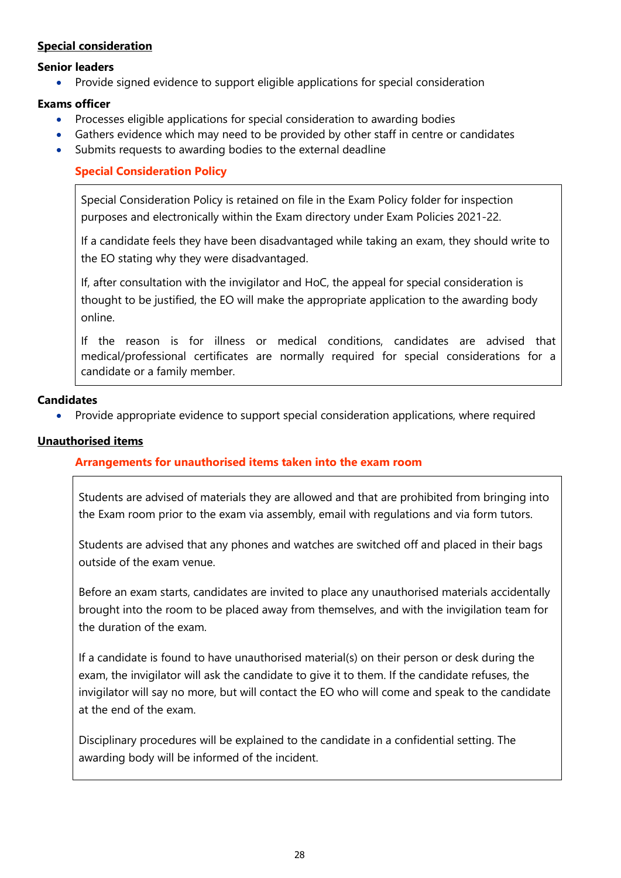**Special consideration**

**Senior leaders**

- Provide signed evidence to support eligible applications for special consideration

**Exams officer**

- Processes eligible applications for special consideration to awarding bodies
- Gathers evidence which may need to be provided by other staff in centre or candidates
- Submits requests to awarding bodies to the external deadline

**Special Consideration Policy**

> Special Consideration Policy is retained on file in the Exam Policy folder for inspection purposes and electronically within the Exam directory under Exam Policies 2021-22.
>
> If a candidate feels they have been disadvantaged while taking an exam, they should write to the EO stating why they were disadvantaged.
>
> If, after consultation with the invigilator and HoC, the appeal for special consideration is thought to be justified, the EO will make the appropriate application to the awarding body online.
>
> If the reason is for illness or medical conditions, candidates are advised that medical/professional certificates are normally required for special considerations for a candidate or a family member.

**Candidates**

- Provide appropriate evidence to support special consideration applications, where required

**Unauthorised items**

**Arrangements for unauthorised items taken into the exam room**

> Students are advised of materials they are allowed and that are prohibited from bringing into the Exam room prior to the exam via assembly, email with regulations and via form tutors.
>
> Students are advised that any phones and watches are switched off and placed in their bags outside of the exam venue.
>
> Before an exam starts, candidates are invited to place any unauthorised materials accidentally brought into the room to be placed away from themselves, and with the invigilation team for the duration of the exam.
>
> If a candidate is found to have unauthorised material(s) on their person or desk during the exam, the invigilator will ask the candidate to give it to them. If the candidate refuses, the invigilator will say no more, but will contact the EO who will come and speak to the candidate at the end of the exam.
>
> Disciplinary procedures will be explained to the candidate in a confidential setting. The awarding body will be informed of the incident.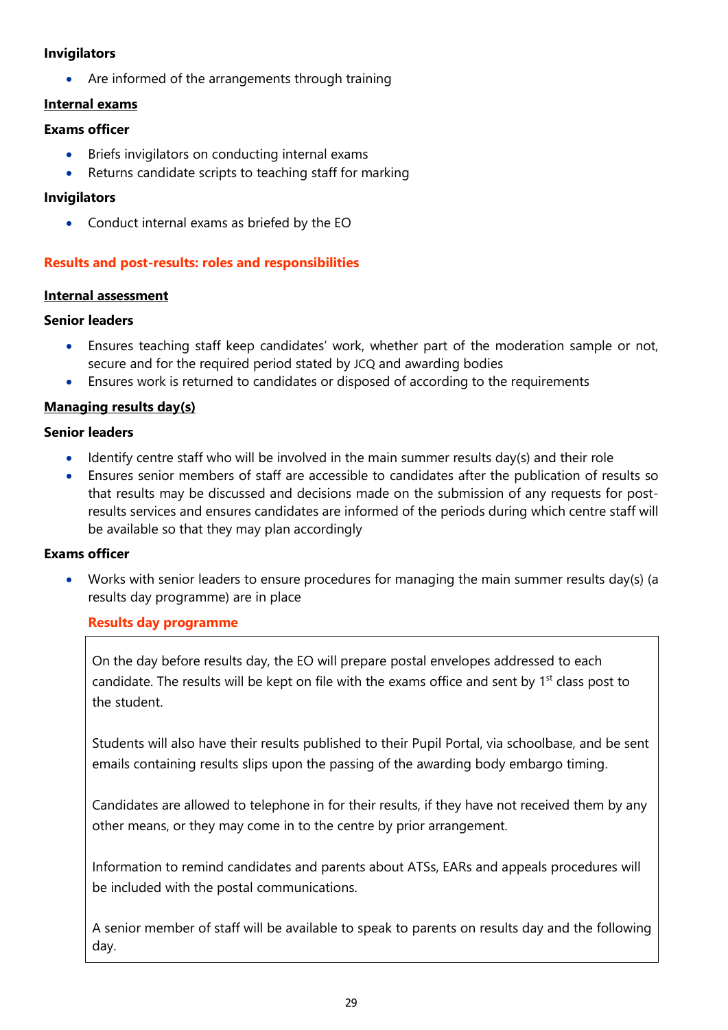**Invigilators**

- Are informed of the arrangements through training

**Internal exams**

**Exams officer**

- Briefs invigilators on conducting internal exams
- Returns candidate scripts to teaching staff for marking

**Invigilators**

- Conduct internal exams as briefed by the EO

## Results and post-results: roles and responsibilities

**Internal assessment**

**Senior leaders**

- Ensures teaching staff keep candidates' work, whether part of the moderation sample or not, secure and for the required period stated by JCQ and awarding bodies
- Ensures work is returned to candidates or disposed of according to the requirements

**Managing results day(s)**

**Senior leaders**

- Identify centre staff who will be involved in the main summer results day(s) and their role
- Ensures senior members of staff are accessible to candidates after the publication of results so that results may be discussed and decisions made on the submission of any requests for post-results services and ensures candidates are informed of the periods during which centre staff will be available so that they may plan accordingly

**Exams officer**

- Works with senior leaders to ensure procedures for managing the main summer results day(s) (a results day programme) are in place

### Results day programme

On the day before results day, the EO will prepare postal envelopes addressed to each candidate. The results will be kept on file with the exams office and sent by 1st class post to the student.

Students will also have their results published to their Pupil Portal, via schoolbase, and be sent emails containing results slips upon the passing of the awarding body embargo timing.

Candidates are allowed to telephone in for their results, if they have not received them by any other means, or they may come in to the centre by prior arrangement.

Information to remind candidates and parents about ATSs, EARs and appeals procedures will be included with the postal communications.

A senior member of staff will be available to speak to parents on results day and the following day.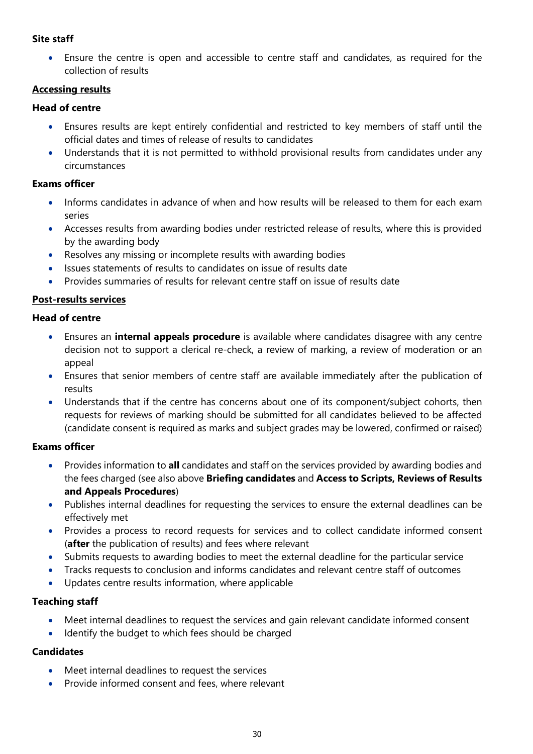**Site staff**

- Ensure the centre is open and accessible to centre staff and candidates, as required for the collection of results

**Accessing results**

**Head of centre**

- Ensures results are kept entirely confidential and restricted to key members of staff until the official dates and times of release of results to candidates
- Understands that it is not permitted to withhold provisional results from candidates under any circumstances

**Exams officer**

- Informs candidates in advance of when and how results will be released to them for each exam series
- Accesses results from awarding bodies under restricted release of results, where this is provided by the awarding body
- Resolves any missing or incomplete results with awarding bodies
- Issues statements of results to candidates on issue of results date
- Provides summaries of results for relevant centre staff on issue of results date

**Post-results services**

**Head of centre**

- Ensures an **internal appeals procedure** is available where candidates disagree with any centre decision not to support a clerical re-check, a review of marking, a review of moderation or an appeal
- Ensures that senior members of centre staff are available immediately after the publication of results
- Understands that if the centre has concerns about one of its component/subject cohorts, then requests for reviews of marking should be submitted for all candidates believed to be affected (candidate consent is required as marks and subject grades may be lowered, confirmed or raised)

**Exams officer**

- Provides information to **all** candidates and staff on the services provided by awarding bodies and the fees charged (see also above **Briefing candidates** and **Access to Scripts, Reviews of Results and Appeals Procedures**)
- Publishes internal deadlines for requesting the services to ensure the external deadlines can be effectively met
- Provides a process to record requests for services and to collect candidate informed consent (**after** the publication of results) and fees where relevant
- Submits requests to awarding bodies to meet the external deadline for the particular service
- Tracks requests to conclusion and informs candidates and relevant centre staff of outcomes
- Updates centre results information, where applicable

**Teaching staff**

- Meet internal deadlines to request the services and gain relevant candidate informed consent
- Identify the budget to which fees should be charged

**Candidates**

- Meet internal deadlines to request the services
- Provide informed consent and fees, where relevant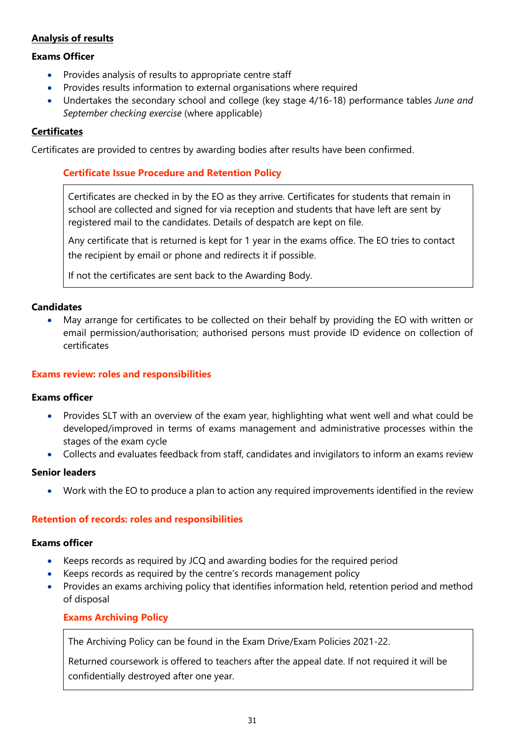**Analysis of results**

**Exams Officer**

- Provides analysis of results to appropriate centre staff
- Provides results information to external organisations where required
- Undertakes the secondary school and college (key stage 4/16-18) performance tables *June and September checking exercise* (where applicable)

**Certificates**

Certificates are provided to centres by awarding bodies after results have been confirmed.

**Certificate Issue Procedure and Retention Policy**

> Certificates are checked in by the EO as they arrive. Certificates for students that remain in school are collected and signed for via reception and students that have left are sent by registered mail to the candidates. Details of despatch are kept on file.
>
> Any certificate that is returned is kept for 1 year in the exams office. The EO tries to contact the recipient by email or phone and redirects it if possible.
>
> If not the certificates are sent back to the Awarding Body.

**Candidates**

- May arrange for certificates to be collected on their behalf by providing the EO with written or email permission/authorisation; authorised persons must provide ID evidence on collection of certificates

**Exams review: roles and responsibilities**

**Exams officer**

- Provides SLT with an overview of the exam year, highlighting what went well and what could be developed/improved in terms of exams management and administrative processes within the stages of the exam cycle
- Collects and evaluates feedback from staff, candidates and invigilators to inform an exams review

**Senior leaders**

- Work with the EO to produce a plan to action any required improvements identified in the review

**Retention of records: roles and responsibilities**

**Exams officer**

- Keeps records as required by JCQ and awarding bodies for the required period
- Keeps records as required by the centre's records management policy
- Provides an exams archiving policy that identifies information held, retention period and method of disposal

**Exams Archiving Policy**

> The Archiving Policy can be found in the Exam Drive/Exam Policies 2021-22.
>
> Returned coursework is offered to teachers after the appeal date. If not required it will be confidentially destroyed after one year.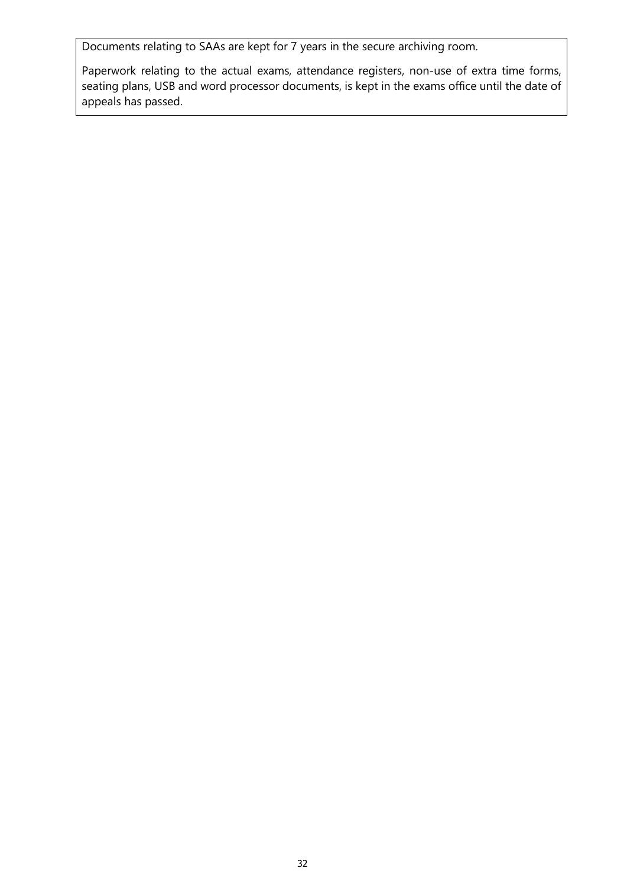Documents relating to SAAs are kept for 7 years in the secure archiving room.

Paperwork relating to the actual exams, attendance registers, non-use of extra time forms, seating plans, USB and word processor documents, is kept in the exams office until the date of appeals has passed.